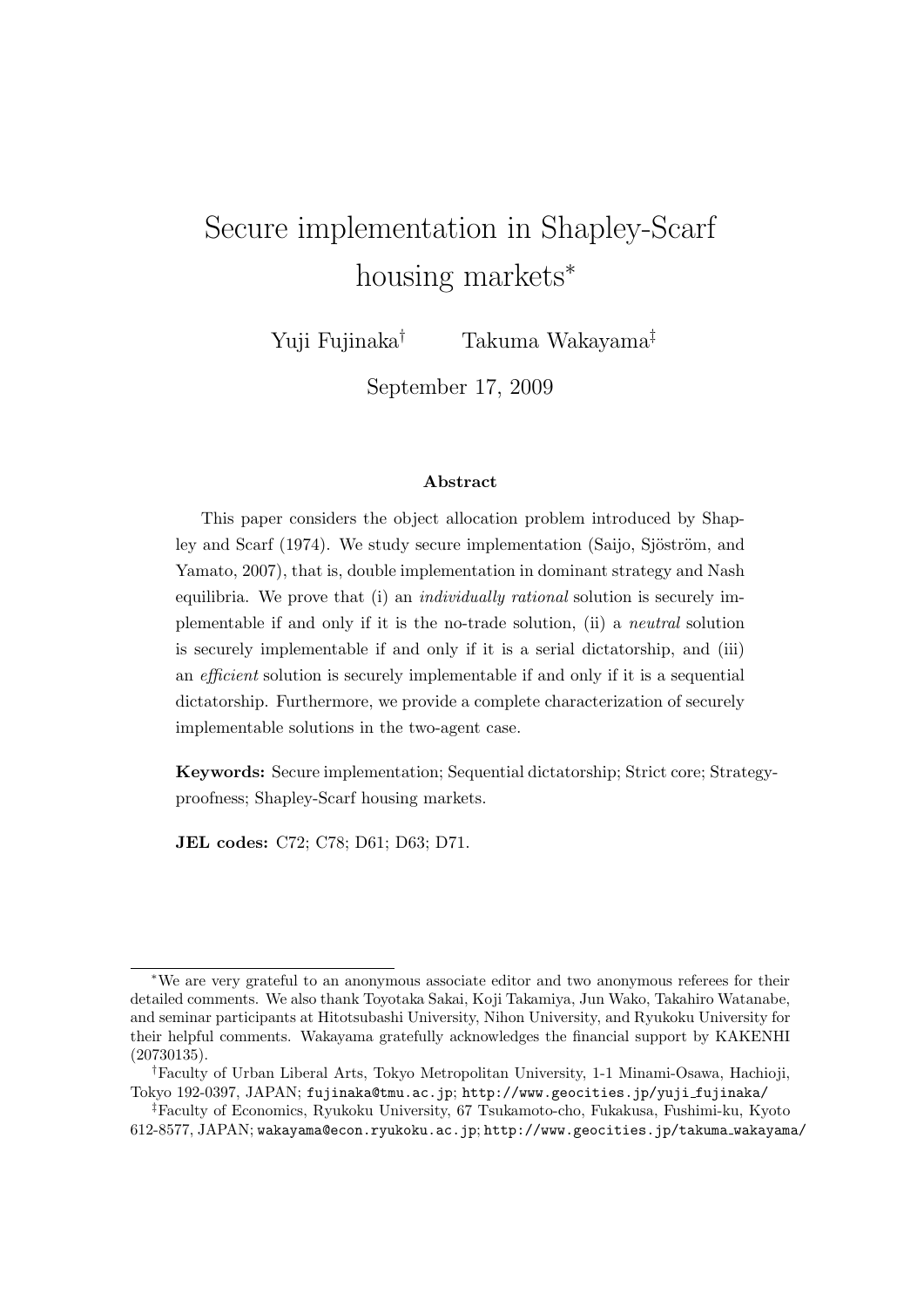# Secure implementation in Shapley-Scarf housing markets*

Yuji Fujinaka[†] Takuma Wakayama[‡]

September 17, 2009

### Abstract

This paper considers the object allocation problem introduced by Shapley and Scarf (1974). We study secure implementation (Saijo, Sjöström, and Yamato, 2007), that is, double implementation in dominant strategy and Nash equilibria. We prove that (i) an *individually rational* solution is securely implementable if and only if it is the no-trade solution, (ii) a *neutral* solution is securely implementable if and only if it is a serial dictatorship, and (iii) an *efficient* solution is securely implementable if and only if it is a sequential dictatorship. Furthermore, we provide a complete characterization of securely implementable solutions in the two-agent case.

**Keywords:** Secure implementation; Sequential dictatorship; Strict core; Strategy-proofness; Shapley-Scarf housing markets.

**JEL codes:** C72; C78; D61; D63; D71.

---

*We are very grateful to an anonymous associate editor and two anonymous referees for their detailed comments. We also thank Toyotaka Sakai, Koji Takamiya, Jun Wako, Takahiro Watanabe, and seminar participants at Hitotsubashi University, Nihon University, and Ryukoku University for their helpful comments. Wakayama gratefully acknowledges the financial support by KAKENHI (20730135).

[†]Faculty of Urban Liberal Arts, Tokyo Metropolitan University, 1-1 Minami-Osawa, Hachioji, Tokyo 192-0397, JAPAN; fujinaka@tmu.ac.jp; http://www.geocities.jp/yuji_fujinaka/

[‡]Faculty of Economics, Ryukoku University, 67 Tsukamoto-cho, Fukakusa, Fushimi-ku, Kyoto 612-8577, JAPAN; wakayama@econ.ryukoku.ac.jp; http://www.geocities.jp/takuma_wakayama/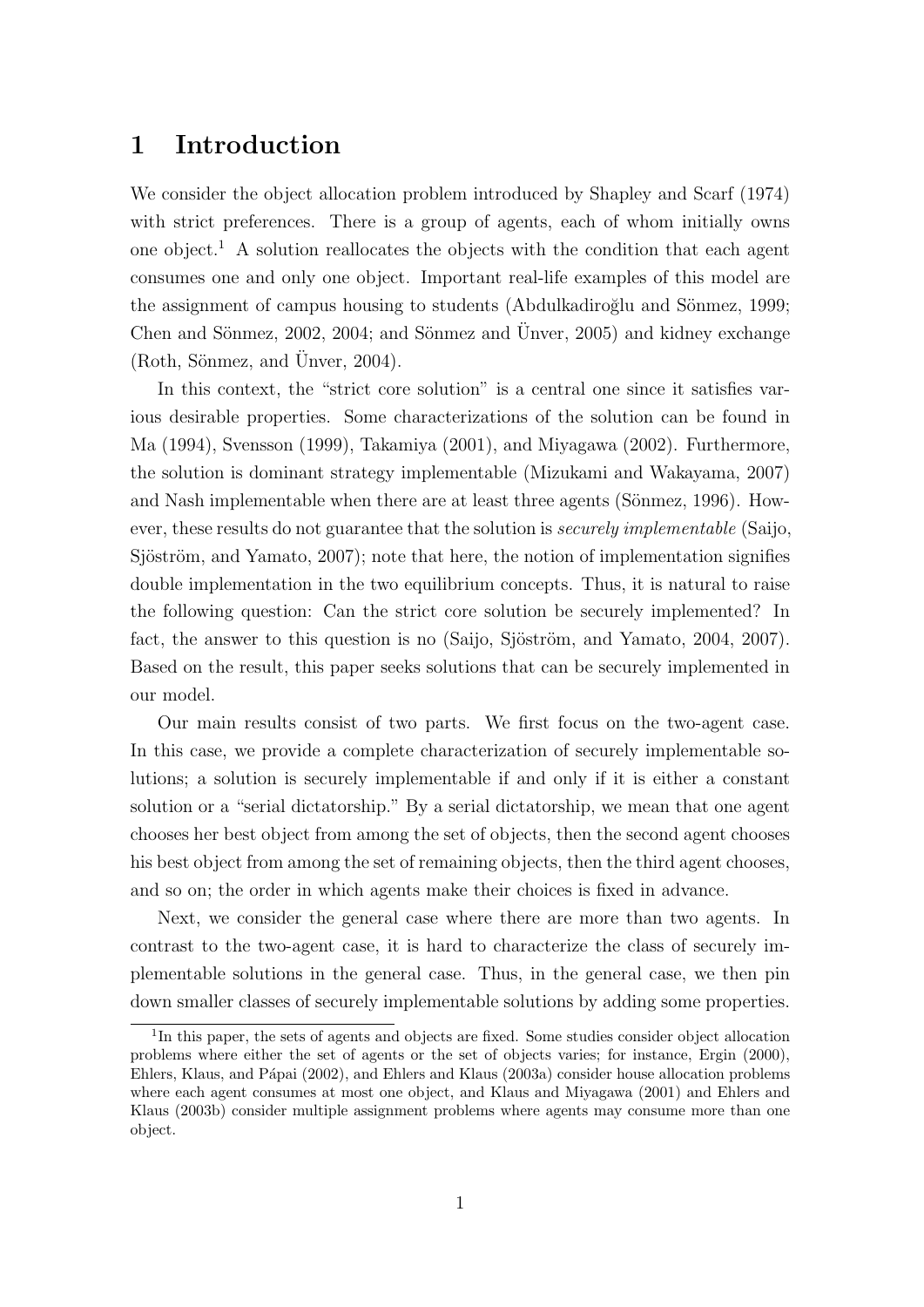# 1 Introduction

We consider the object allocation problem introduced by Shapley and Scarf (1974) with strict preferences. There is a group of agents, each of whom initially owns one object.[1] A solution reallocates the objects with the condition that each agent consumes one and only one object. Important real-life examples of this model are the assignment of campus housing to students (Abdulkadiroğlu and Sönmez, 1999; Chen and Sönmez, 2002, 2004; and Sönmez and Ünver, 2005) and kidney exchange (Roth, Sönmez, and Ünver, 2004).

In this context, the "strict core solution" is a central one since it satisfies various desirable properties. Some characterizations of the solution can be found in Ma (1994), Svensson (1999), Takamiya (2001), and Miyagawa (2002). Furthermore, the solution is dominant strategy implementable (Mizukami and Wakayama, 2007) and Nash implementable when there are at least three agents (Sönmez, 1996). However, these results do not guarantee that the solution is *securely implementable* (Saijo, Sjöström, and Yamato, 2007); note that here, the notion of implementation signifies double implementation in the two equilibrium concepts. Thus, it is natural to raise the following question: Can the strict core solution be securely implemented? In fact, the answer to this question is no (Saijo, Sjöström, and Yamato, 2004, 2007). Based on the result, this paper seeks solutions that can be securely implemented in our model.

Our main results consist of two parts. We first focus on the two-agent case. In this case, we provide a complete characterization of securely implementable solutions; a solution is securely implementable if and only if it is either a constant solution or a "serial dictatorship." By a serial dictatorship, we mean that one agent chooses her best object from among the set of objects, then the second agent chooses his best object from among the set of remaining objects, then the third agent chooses, and so on; the order in which agents make their choices is fixed in advance.

Next, we consider the general case where there are more than two agents. In contrast to the two-agent case, it is hard to characterize the class of securely implementable solutions in the general case. Thus, in the general case, we then pin down smaller classes of securely implementable solutions by adding some properties.

[1] In this paper, the sets of agents and objects are fixed. Some studies consider object allocation problems where either the set of agents or the set of objects varies; for instance, Ergin (2000), Ehlers, Klaus, and Pápai (2002), and Ehlers and Klaus (2003a) consider house allocation problems where each agent consumes at most one object, and Klaus and Miyagawa (2001) and Ehlers and Klaus (2003b) consider multiple assignment problems where agents may consume more than one object.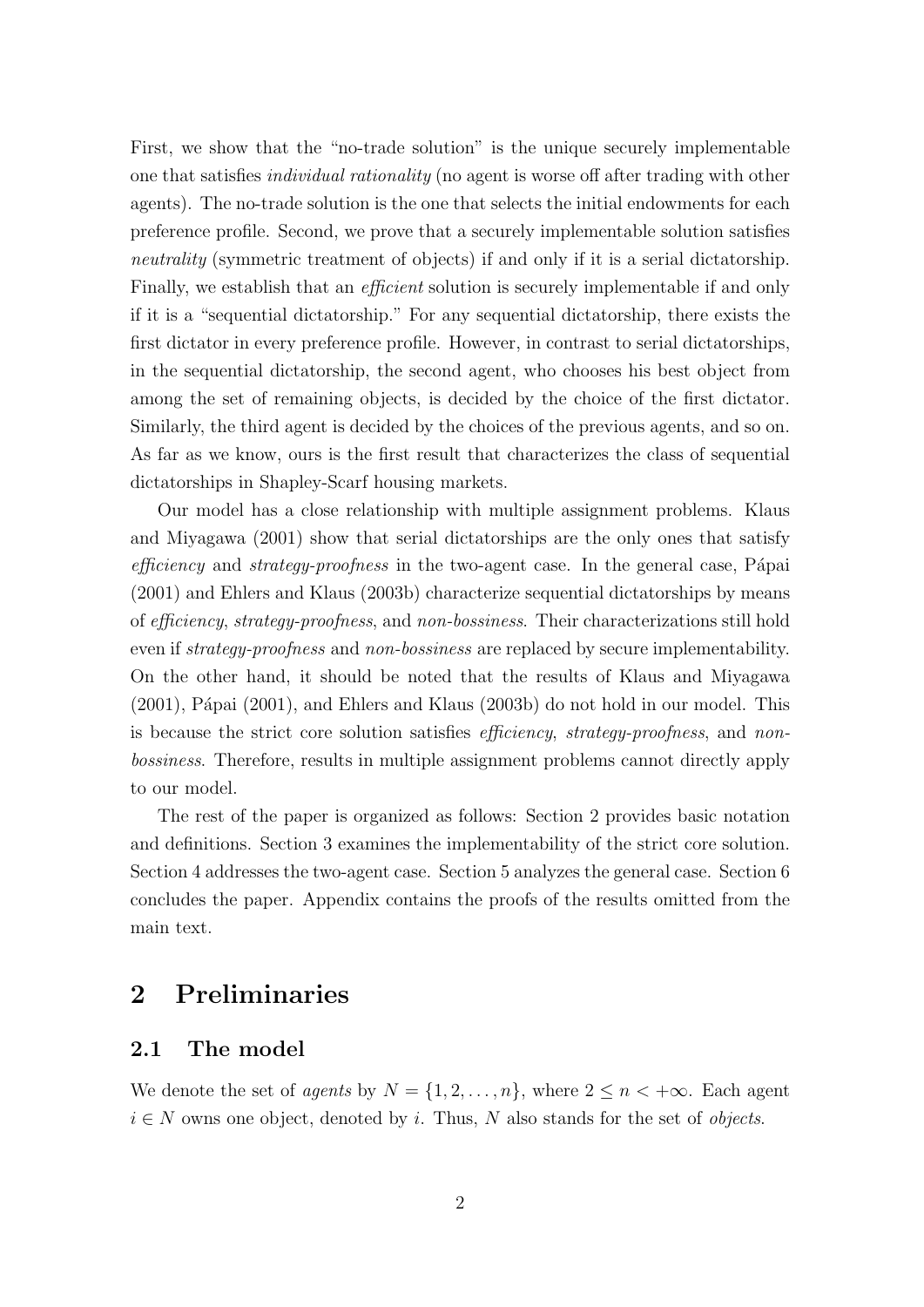First, we show that the "no-trade solution" is the unique securely implementable one that satisfies *individual rationality* (no agent is worse off after trading with other agents). The no-trade solution is the one that selects the initial endowments for each preference profile. Second, we prove that a securely implementable solution satisfies *neutrality* (symmetric treatment of objects) if and only if it is a serial dictatorship. Finally, we establish that an *efficient* solution is securely implementable if and only if it is a "sequential dictatorship." For any sequential dictatorship, there exists the first dictator in every preference profile. However, in contrast to serial dictatorships, in the sequential dictatorship, the second agent, who chooses his best object from among the set of remaining objects, is decided by the choice of the first dictator. Similarly, the third agent is decided by the choices of the previous agents, and so on. As far as we know, ours is the first result that characterizes the class of sequential dictatorships in Shapley-Scarf housing markets.

Our model has a close relationship with multiple assignment problems. Klaus and Miyagawa (2001) show that serial dictatorships are the only ones that satisfy *efficiency* and *strategy-proofness* in the two-agent case. In the general case, Pápai (2001) and Ehlers and Klaus (2003b) characterize sequential dictatorships by means of *efficiency*, *strategy-proofness*, and *non-bossiness*. Their characterizations still hold even if *strategy-proofness* and *non-bossiness* are replaced by secure implementability. On the other hand, it should be noted that the results of Klaus and Miyagawa (2001), Pápai (2001), and Ehlers and Klaus (2003b) do not hold in our model. This is because the strict core solution satisfies *efficiency*, *strategy-proofness*, and *non-bossiness*. Therefore, results in multiple assignment problems cannot directly apply to our model.

The rest of the paper is organized as follows: Section 2 provides basic notation and definitions. Section 3 examines the implementability of the strict core solution. Section 4 addresses the two-agent case. Section 5 analyzes the general case. Section 6 concludes the paper. Appendix contains the proofs of the results omitted from the main text.

## 2 Preliminaries

### 2.1 The model

We denote the set of *agents* by $N = \{1, 2, \ldots, n\}$, where $2 \leq n < +\infty$. Each agent $i \in N$ owns one object, denoted by $i$. Thus, $N$ also stands for the set of *objects*.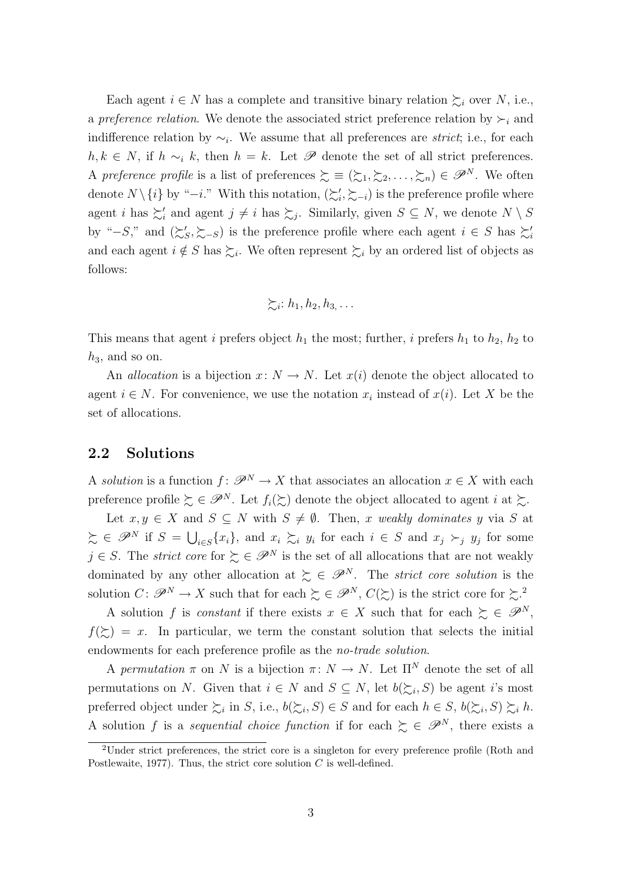Each agent $i \in N$ has a complete and transitive binary relation $\succsim_i$ over $N$, i.e., a *preference relation*. We denote the associated strict preference relation by $\succ_i$ and indifference relation by $\sim_i$. We assume that all preferences are *strict*; i.e., for each $h, k \in N$, if $h \sim_i k$, then $h = k$. Let $\mathscr{P}$ denote the set of all strict preferences. A *preference profile* is a list of preferences $\succsim \equiv (\succsim_1, \succsim_2, \ldots, \succsim_n) \in \mathscr{P}^N$. We often denote $N \setminus \{i\}$ by "$-i$." With this notation, $(\succsim'_i, \succsim_{-i})$ is the preference profile where agent $i$ has $\succsim'_i$ and agent $j \neq i$ has $\succsim_j$. Similarly, given $S \subseteq N$, we denote $N \setminus S$ by "$-S$," and $(\succsim'_S, \succsim_{-S})$ is the preference profile where each agent $i \in S$ has $\succsim'_i$ and each agent $i \notin S$ has $\succsim_i$. We often represent $\succsim_i$ by an ordered list of objects as follows:

$$\succsim_i : h_1, h_2, h_3, \ldots$$

This means that agent $i$ prefers object $h_1$ the most; further, $i$ prefers $h_1$ to $h_2$, $h_2$ to $h_3$, and so on.

An *allocation* is a bijection $x \colon N \to N$. Let $x(i)$ denote the object allocated to agent $i \in N$. For convenience, we use the notation $x_i$ instead of $x(i)$. Let $X$ be the set of allocations.

## 2.2 Solutions

A *solution* is a function $f \colon \mathscr{P}^N \to X$ that associates an allocation $x \in X$ with each preference profile $\succsim \in \mathscr{P}^N$. Let $f_i(\succsim)$ denote the object allocated to agent $i$ at $\succsim$.

Let $x, y \in X$ and $S \subseteq N$ with $S \neq \emptyset$. Then, $x$ *weakly dominates* $y$ via $S$ at $\succsim \in \mathscr{P}^N$ if $S = \bigcup_{i \in S}\{x_i\}$, and $x_i \succsim_i y_i$ for each $i \in S$ and $x_j \succ_j y_j$ for some $j \in S$. The *strict core* for $\succsim \in \mathscr{P}^N$ is the set of all allocations that are not weakly dominated by any other allocation at $\succsim \in \mathscr{P}^N$. The *strict core solution* is the solution $C \colon \mathscr{P}^N \to X$ such that for each $\succsim \in \mathscr{P}^N$, $C(\succsim)$ is the strict core for $\succsim$.[2]

A solution $f$ is *constant* if there exists $x \in X$ such that for each $\succsim \in \mathscr{P}^N$, $f(\succsim) = x$. In particular, we term the constant solution that selects the initial endowments for each preference profile as the *no-trade solution*.

A *permutation* $\pi$ on $N$ is a bijection $\pi \colon N \to N$. Let $\Pi^N$ denote the set of all permutations on $N$. Given that $i \in N$ and $S \subseteq N$, let $b(\succsim_i, S)$ be agent $i$'s most preferred object under $\succsim_i$ in $S$, i.e., $b(\succsim_i, S) \in S$ and for each $h \in S$, $b(\succsim_i, S) \succsim_i h$. A solution $f$ is a *sequential choice function* if for each $\succsim \in \mathscr{P}^N$, there exists a

[2] Under strict preferences, the strict core is a singleton for every preference profile (Roth and Postlewaite, 1977). Thus, the strict core solution $C$ is well-defined.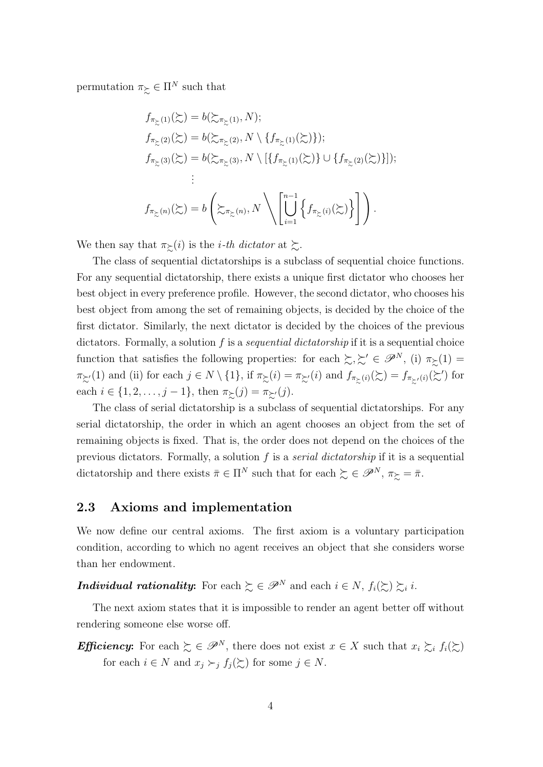permutation $\pi_{\succsim} \in \Pi^N$ such that

$$
\begin{aligned}
f_{\pi_{\succsim}(1)}(\succsim) &= b(\succsim_{\pi_{\succsim}(1)}, N); \\
f_{\pi_{\succsim}(2)}(\succsim) &= b(\succsim_{\pi_{\succsim}(2)}, N \setminus \{f_{\pi_{\succsim}(1)}(\succsim)\}); \\
f_{\pi_{\succsim}(3)}(\succsim) &= b(\succsim_{\pi_{\succsim}(3)}, N \setminus [\{f_{\pi_{\succsim}(1)}(\succsim)\} \cup \{f_{\pi_{\succsim}(2)}(\succsim)\}]); \\
&\vdots \\
f_{\pi_{\succsim}(n)}(\succsim) &= b\left(\succsim_{\pi_{\succsim}(n)}, N \Bigg\backslash \left[\bigcup_{i=1}^{n-1} \left\{f_{\pi_{\succsim}(i)}(\succsim)\right\}\right]\right).
\end{aligned}
$$

We then say that $\pi_{\succsim}(i)$ is the *i-th dictator* at $\succsim$.

The class of sequential dictatorships is a subclass of sequential choice functions. For any sequential dictatorship, there exists a unique first dictator who chooses her best object in every preference profile. However, the second dictator, who chooses his best object from among the set of remaining objects, is decided by the choice of the first dictator. Similarly, the next dictator is decided by the choices of the previous dictators. Formally, a solution $f$ is a *sequential dictatorship* if it is a sequential choice function that satisfies the following properties: for each $\succsim, \succsim' \in \mathscr{P}^N$, (i) $\pi_{\succsim}(1) = \pi_{\succsim'}(1)$ and (ii) for each $j \in N \setminus \{1\}$, if $\pi_{\succsim}(i) = \pi_{\succsim'}(i)$ and $f_{\pi_{\succsim}(i)}(\succsim) = f_{\pi_{\succsim'}(i)}(\succsim')$ for each $i \in \{1, 2, \ldots, j-1\}$, then $\pi_{\succsim}(j) = \pi_{\succsim'}(j)$.

The class of serial dictatorship is a subclass of sequential dictatorships. For any serial dictatorship, the order in which an agent chooses an object from the set of remaining objects is fixed. That is, the order does not depend on the choices of the previous dictators. Formally, a solution $f$ is a *serial dictatorship* if it is a sequential dictatorship and there exists $\bar{\pi} \in \Pi^N$ such that for each $\succsim \in \mathscr{P}^N$, $\pi_{\succsim} = \bar{\pi}$.

## 2.3 Axioms and implementation

We now define our central axioms. The first axiom is a voluntary participation condition, according to which no agent receives an object that she considers worse than her endowment.

***Individual rationality***: For each $\succsim \in \mathscr{P}^N$ and each $i \in N$, $f_i(\succsim) \succsim_i i$.

The next axiom states that it is impossible to render an agent better off without rendering someone else worse off.

***Efficiency***: For each $\succsim \in \mathscr{P}^N$, there does not exist $x \in X$ such that $x_i \succsim_i f_i(\succsim)$ for each $i \in N$ and $x_j \succ_j f_j(\succsim)$ for some $j \in N$.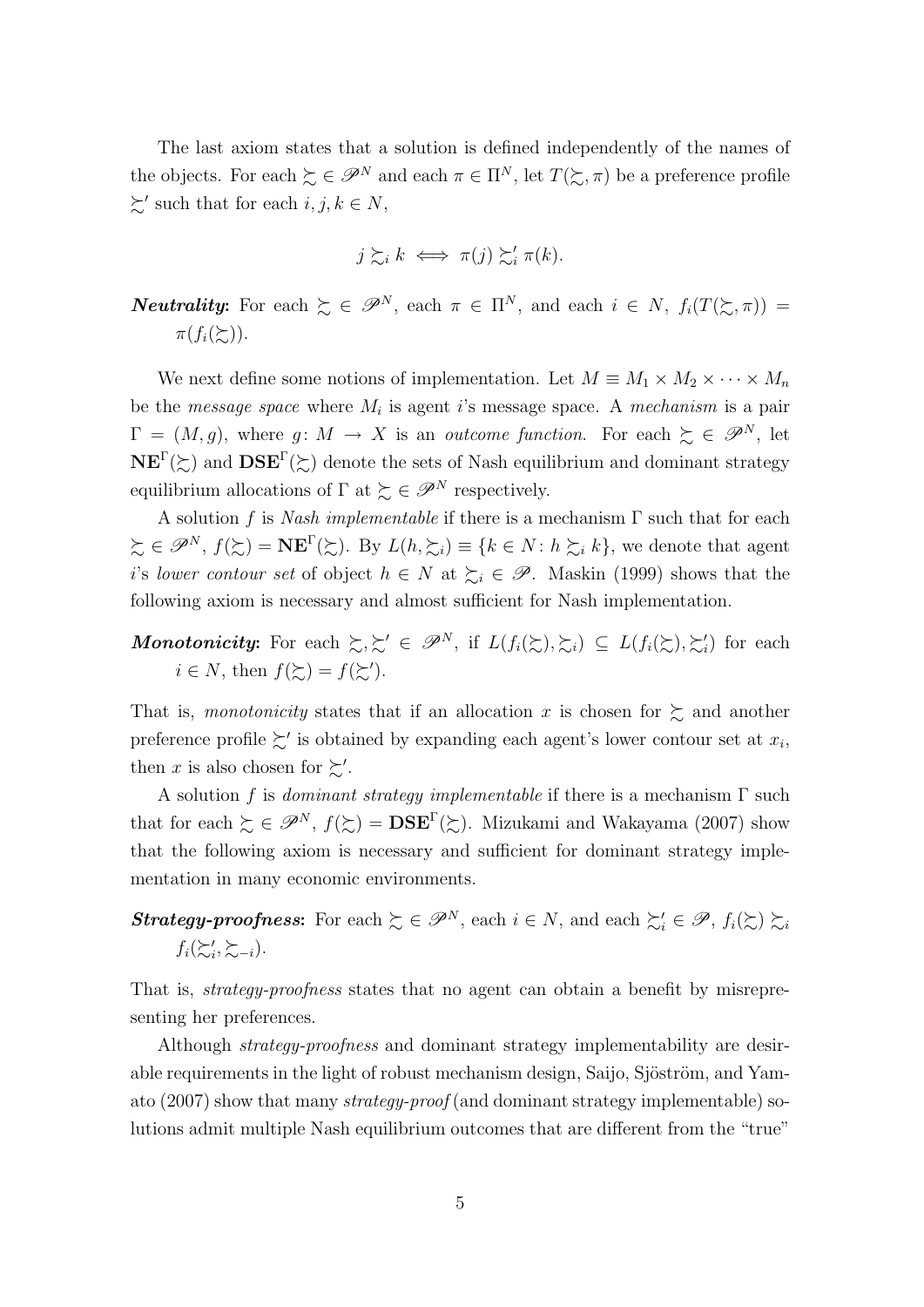The last axiom states that a solution is defined independently of the names of the objects. For each $\succsim \in \mathscr{P}^N$ and each $\pi \in \Pi^N$, let $T(\succsim, \pi)$ be a preference profile $\succsim'$ such that for each $i, j, k \in N$,

$$j \succsim_i k \iff \pi(j) \succsim'_i \pi(k).$$

***Neutrality*:** For each $\succsim \in \mathscr{P}^N$, each $\pi \in \Pi^N$, and each $i \in N$, $f_i(T(\succsim, \pi)) = \pi(f_i(\succsim))$.

We next define some notions of implementation. Let $M \equiv M_1 \times M_2 \times \cdots \times M_n$ be the *message space* where $M_i$ is agent $i$'s message space. A *mechanism* is a pair $\Gamma = (M, g)$, where $g \colon M \to X$ is an *outcome function*. For each $\succsim \in \mathscr{P}^N$, let $\mathbf{NE}^\Gamma(\succsim)$ and $\mathbf{DSE}^\Gamma(\succsim)$ denote the sets of Nash equilibrium and dominant strategy equilibrium allocations of $\Gamma$ at $\succsim \in \mathscr{P}^N$ respectively.

A solution $f$ is *Nash implementable* if there is a mechanism $\Gamma$ such that for each $\succsim \in \mathscr{P}^N$, $f(\succsim) = \mathbf{NE}^\Gamma(\succsim)$. By $L(h, \succsim_i) \equiv \{k \in N \colon h \succsim_i k\}$, we denote that agent $i$'s *lower contour set* of object $h \in N$ at $\succsim_i \in \mathscr{P}$. Maskin (1999) shows that the following axiom is necessary and almost sufficient for Nash implementation.

***Monotonicity*:** For each $\succsim, \succsim' \in \mathscr{P}^N$, if $L(f_i(\succsim), \succsim_i) \subseteq L(f_i(\succsim), \succsim'_i)$ for each $i \in N$, then $f(\succsim) = f(\succsim')$.

That is, *monotonicity* states that if an allocation $x$ is chosen for $\succsim$ and another preference profile $\succsim'$ is obtained by expanding each agent's lower contour set at $x_i$, then $x$ is also chosen for $\succsim'$.

A solution $f$ is *dominant strategy implementable* if there is a mechanism $\Gamma$ such that for each $\succsim \in \mathscr{P}^N$, $f(\succsim) = \mathbf{DSE}^\Gamma(\succsim)$. Mizukami and Wakayama (2007) show that the following axiom is necessary and sufficient for dominant strategy implementation in many economic environments.

***Strategy-proofness*:** For each $\succsim \in \mathscr{P}^N$, each $i \in N$, and each $\succsim'_i \in \mathscr{P}$, $f_i(\succsim) \succsim_i f_i(\succsim'_i, \succsim_{-i})$.

That is, *strategy-proofness* states that no agent can obtain a benefit by misrepresenting her preferences.

Although *strategy-proofness* and dominant strategy implementability are desirable requirements in the light of robust mechanism design, Saijo, Sjöström, and Yamato (2007) show that many *strategy-proof* (and dominant strategy implementable) solutions admit multiple Nash equilibrium outcomes that are different from the "true"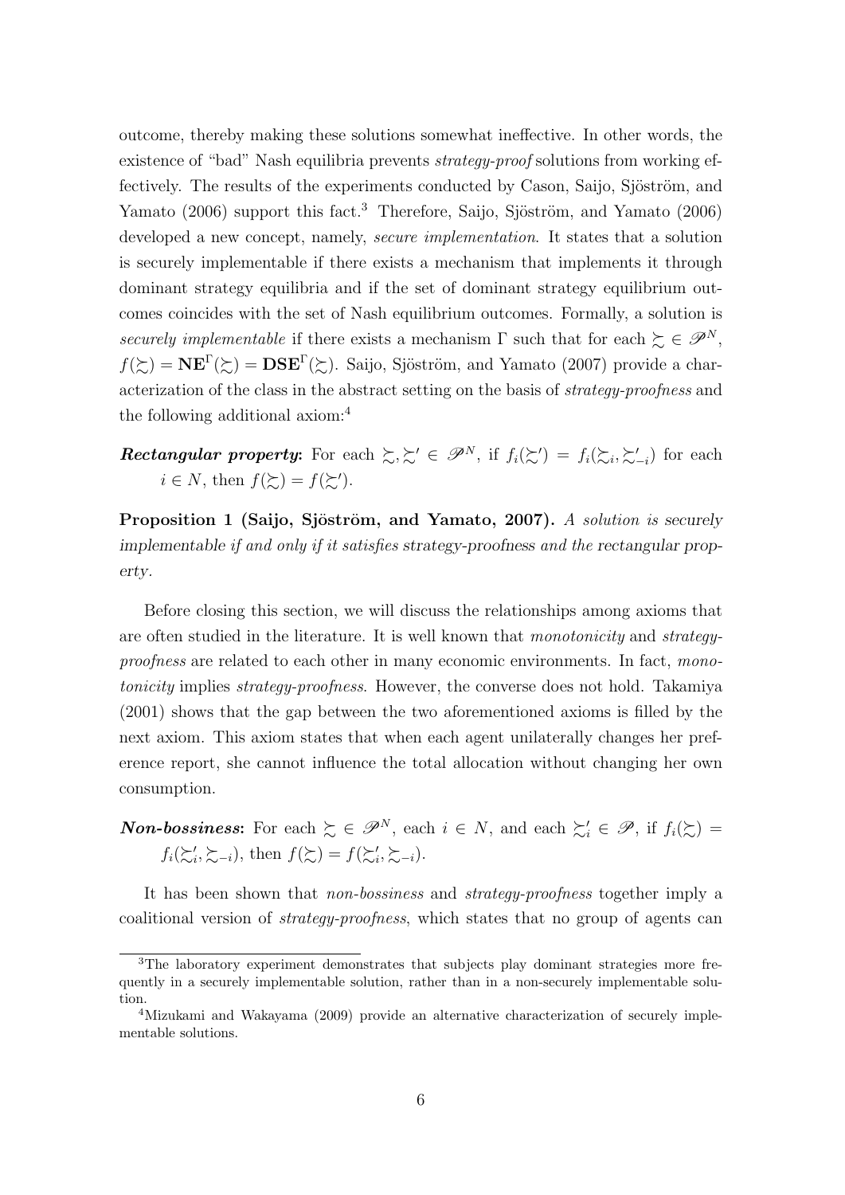outcome, thereby making these solutions somewhat ineffective. In other words, the existence of "bad" Nash equilibria prevents *strategy-proof* solutions from working effectively. The results of the experiments conducted by Cason, Saijo, Sjöström, and Yamato (2006) support this fact.[3] Therefore, Saijo, Sjöström, and Yamato (2006) developed a new concept, namely, *secure implementation*. It states that a solution is securely implementable if there exists a mechanism that implements it through dominant strategy equilibria and if the set of dominant strategy equilibrium outcomes coincides with the set of Nash equilibrium outcomes. Formally, a solution is *securely implementable* if there exists a mechanism $\Gamma$ such that for each $\succsim \in \mathscr{P}^N$, $f(\succsim) = \mathbf{NE}^{\Gamma}(\succsim) = \mathbf{DSE}^{\Gamma}(\succsim)$. Saijo, Sjöström, and Yamato (2007) provide a characterization of the class in the abstract setting on the basis of *strategy-proofness* and the following additional axiom:[4]

***Rectangular property***: For each $\succsim, \succsim' \in \mathscr{P}^N$, if $f_i(\succsim') = f_i(\succsim_i, \succsim'_{-i})$ for each $i \in N$, then $f(\succsim) = f(\succsim')$.

**Proposition 1 (Saijo, Sjöström, and Yamato, 2007).** *A solution is securely implementable if and only if it satisfies strategy-proofness and the rectangular property.*

Before closing this section, we will discuss the relationships among axioms that are often studied in the literature. It is well known that *monotonicity* and *strategy-proofness* are related to each other in many economic environments. In fact, *monotonicity* implies *strategy-proofness*. However, the converse does not hold. Takamiya (2001) shows that the gap between the two aforementioned axioms is filled by the next axiom. This axiom states that when each agent unilaterally changes her preference report, she cannot influence the total allocation without changing her own consumption.

***Non-bossiness***: For each $\succsim \in \mathscr{P}^N$, each $i \in N$, and each $\succsim'_i \in \mathscr{P}$, if $f_i(\succsim) = f_i(\succsim'_i, \succsim_{-i})$, then $f(\succsim) = f(\succsim'_i, \succsim_{-i})$.

It has been shown that *non-bossiness* and *strategy-proofness* together imply a coalitional version of *strategy-proofness*, which states that no group of agents can

[3] The laboratory experiment demonstrates that subjects play dominant strategies more frequently in a securely implementable solution, rather than in a non-securely implementable solution.

[4] Mizukami and Wakayama (2009) provide an alternative characterization of securely implementable solutions.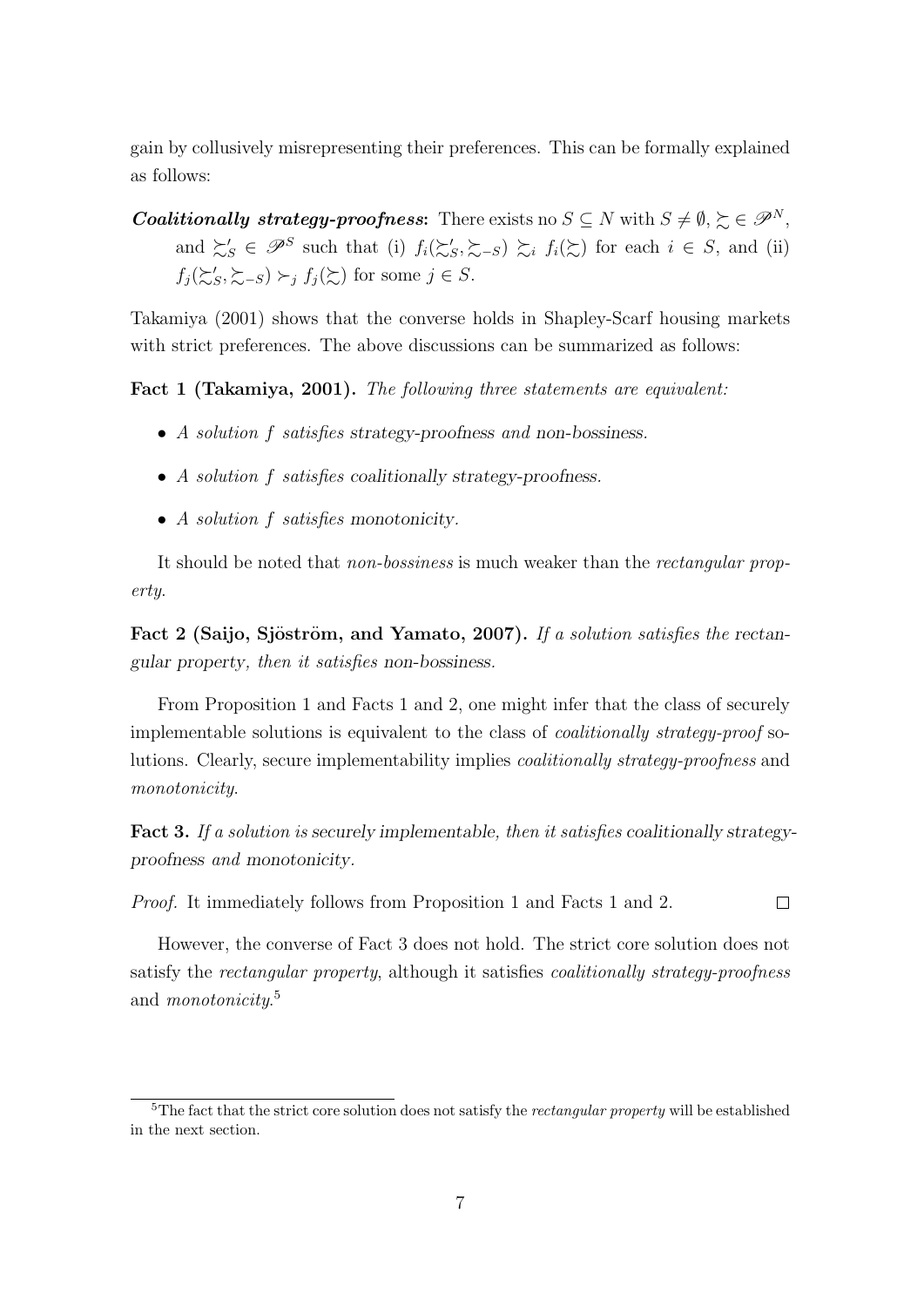gain by collusively misrepresenting their preferences. This can be formally explained as follows:

***Coalitionally strategy-proofness*:** There exists no $S \subseteq N$ with $S \neq \emptyset$, $\succsim \in \mathscr{P}^N$, and $\succsim'_S \in \mathscr{P}^S$ such that (i) $f_i(\succsim'_S, \succsim_{-S}) \succsim_i f_i(\succsim)$ for each $i \in S$, and (ii) $f_j(\succsim'_S, \succsim_{-S}) \succ_j f_j(\succsim)$ for some $j \in S$.

Takamiya (2001) shows that the converse holds in Shapley-Scarf housing markets with strict preferences. The above discussions can be summarized as follows:

**Fact 1 (Takamiya, 2001).** *The following three statements are equivalent:*

- *A solution $f$ satisfies strategy-proofness and non-bossiness.*
- *A solution $f$ satisfies coalitionally strategy-proofness.*
- *A solution $f$ satisfies monotonicity.*

It should be noted that *non-bossiness* is much weaker than the *rectangular property*.

**Fact 2 (Saijo, Sjöström, and Yamato, 2007).** *If a solution satisfies the rectangular property, then it satisfies non-bossiness.*

From Proposition 1 and Facts 1 and 2, one might infer that the class of securely implementable solutions is equivalent to the class of *coalitionally strategy-proof* solutions. Clearly, secure implementability implies *coalitionally strategy-proofness* and *monotonicity*.

**Fact 3.** *If a solution is securely implementable, then it satisfies coalitionally strategy-proofness and monotonicity.*

*Proof.* It immediately follows from Proposition 1 and Facts 1 and 2. □

However, the converse of Fact 3 does not hold. The strict core solution does not satisfy the *rectangular property*, although it satisfies *coalitionally strategy-proofness* and *monotonicity*.[5]

[5] The fact that the strict core solution does not satisfy the *rectangular property* will be established in the next section.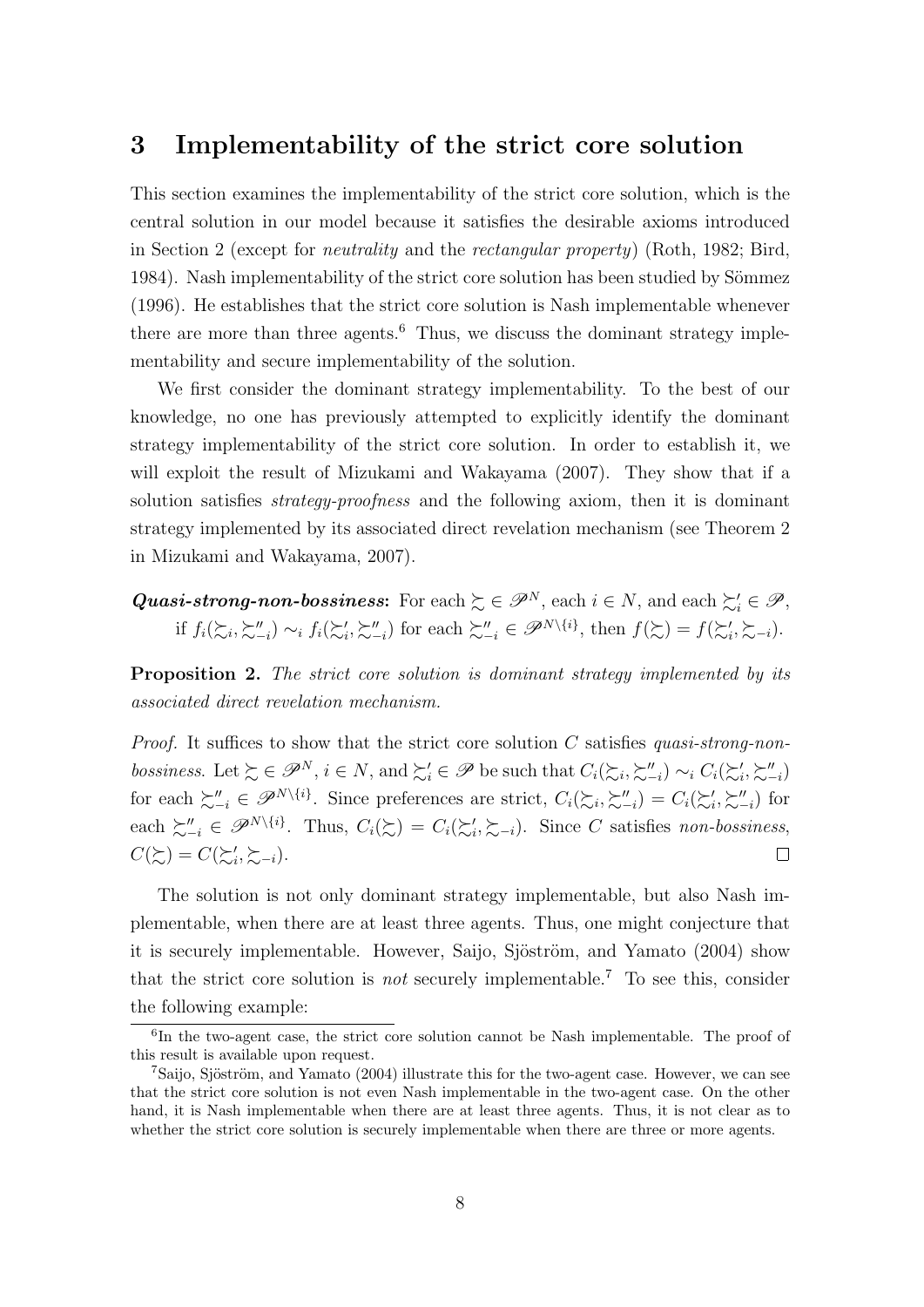## 3 Implementability of the strict core solution

This section examines the implementability of the strict core solution, which is the central solution in our model because it satisfies the desirable axioms introduced in Section 2 (except for *neutrality* and the *rectangular property*) (Roth, 1982; Bird, 1984). Nash implementability of the strict core solution has been studied by Sömmez (1996). He establishes that the strict core solution is Nash implementable whenever there are more than three agents.[6] Thus, we discuss the dominant strategy implementability and secure implementability of the solution.

We first consider the dominant strategy implementability. To the best of our knowledge, no one has previously attempted to explicitly identify the dominant strategy implementability of the strict core solution. In order to establish it, we will exploit the result of Mizukami and Wakayama (2007). They show that if a solution satisfies *strategy-proofness* and the following axiom, then it is dominant strategy implemented by its associated direct revelation mechanism (see Theorem 2 in Mizukami and Wakayama, 2007).

***Quasi-strong-non-bossiness***: For each $\succsim \in \mathscr{P}^N$, each $i \in N$, and each $\succsim'_i \in \mathscr{P}$, if $f_i(\succsim_i, \succsim''_{-i}) \sim_i f_i(\succsim'_i, \succsim''_{-i})$ for each $\succsim''_{-i} \in \mathscr{P}^{N \setminus \{i\}}$, then $f(\succsim) = f(\succsim'_i, \succsim_{-i})$.

**Proposition 2.** *The strict core solution is dominant strategy implemented by its associated direct revelation mechanism.*

*Proof.* It suffices to show that the strict core solution $C$ satisfies *quasi-strong-non-bossiness*. Let $\succsim \in \mathscr{P}^N$, $i \in N$, and $\succsim'_i \in \mathscr{P}$ be such that $C_i(\succsim_i, \succsim''_{-i}) \sim_i C_i(\succsim'_i, \succsim''_{-i})$ for each $\succsim''_{-i} \in \mathscr{P}^{N \setminus \{i\}}$. Since preferences are strict, $C_i(\succsim_i, \succsim''_{-i}) = C_i(\succsim'_i, \succsim''_{-i})$ for each $\succsim''_{-i} \in \mathscr{P}^{N \setminus \{i\}}$. Thus, $C_i(\succsim) = C_i(\succsim'_i, \succsim_{-i})$. Since $C$ satisfies *non-bossiness*, $C(\succsim) = C(\succsim'_i, \succsim_{-i})$. $\square$

The solution is not only dominant strategy implementable, but also Nash implementable, when there are at least three agents. Thus, one might conjecture that it is securely implementable. However, Saijo, Sjöström, and Yamato (2004) show that the strict core solution is *not* securely implementable.[7] To see this, consider the following example:

[6] In the two-agent case, the strict core solution cannot be Nash implementable. The proof of this result is available upon request.

[7] Saijo, Sjöström, and Yamato (2004) illustrate this for the two-agent case. However, we can see that the strict core solution is not even Nash implementable in the two-agent case. On the other hand, it is Nash implementable when there are at least three agents. Thus, it is not clear as to whether the strict core solution is securely implementable when there are three or more agents.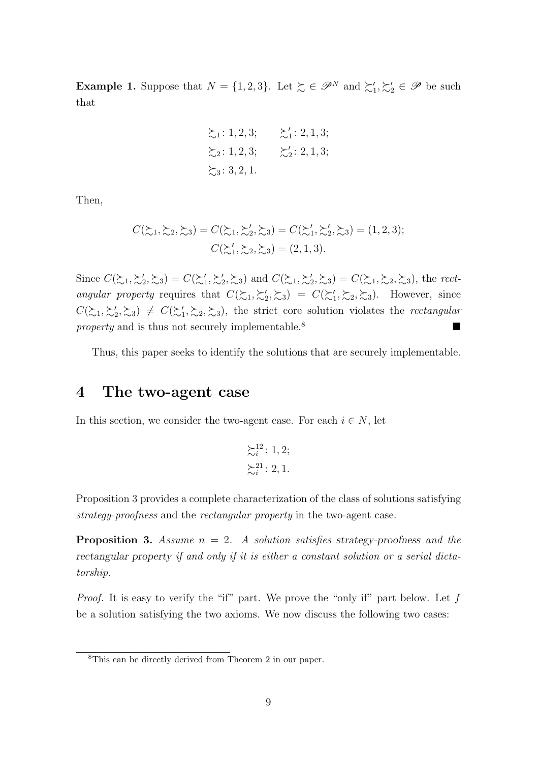**Example 1.** Suppose that $N = \{1, 2, 3\}$. Let $\succsim \in \mathscr{P}^N$ and $\succsim_1', \succsim_2' \in \mathscr{P}$ be such that

$$\succsim_1 : 1, 2, 3; \qquad \succsim_1' : 2, 1, 3;$$
$$\succsim_2 : 1, 2, 3; \qquad \succsim_2' : 2, 1, 3;$$
$$\succsim_3 : 3, 2, 1.$$

Then,

$$C(\succsim_1, \succsim_2, \succsim_3) = C(\succsim_1, \succsim_2', \succsim_3) = C(\succsim_1', \succsim_2', \succsim_3) = (1, 2, 3);$$
$$C(\succsim_1', \succsim_2, \succsim_3) = (2, 1, 3).$$

Since $C(\succsim_1, \succsim_2', \succsim_3) = C(\succsim_1', \succsim_2', \succsim_3)$ and $C(\succsim_1, \succsim_2', \succsim_3) = C(\succsim_1, \succsim_2, \succsim_3)$, the *rectangular property* requires that $C(\succsim_1, \succsim_2', \succsim_3) = C(\succsim_1', \succsim_2, \succsim_3)$. However, since $C(\succsim_1, \succsim_2', \succsim_3) \neq C(\succsim_1', \succsim_2, \succsim_3)$, the strict core solution violates the *rectangular property* and is thus not securely implementable.[8] ■

Thus, this paper seeks to identify the solutions that are securely implementable.

## 4 The two-agent case

In this section, we consider the two-agent case. For each $i \in N$, let

$$\succsim_i^{12} : 1, 2;$$
$$\succsim_i^{21} : 2, 1.$$

Proposition 3 provides a complete characterization of the class of solutions satisfying *strategy-proofness* and the *rectangular property* in the two-agent case.

**Proposition 3.** *Assume $n = 2$. A solution satisfies strategy-proofness and the rectangular property if and only if it is either a constant solution or a serial dictatorship.*

*Proof.* It is easy to verify the "if" part. We prove the "only if" part below. Let $f$ be a solution satisfying the two axioms. We now discuss the following two cases:

[8] This can be directly derived from Theorem 2 in our paper.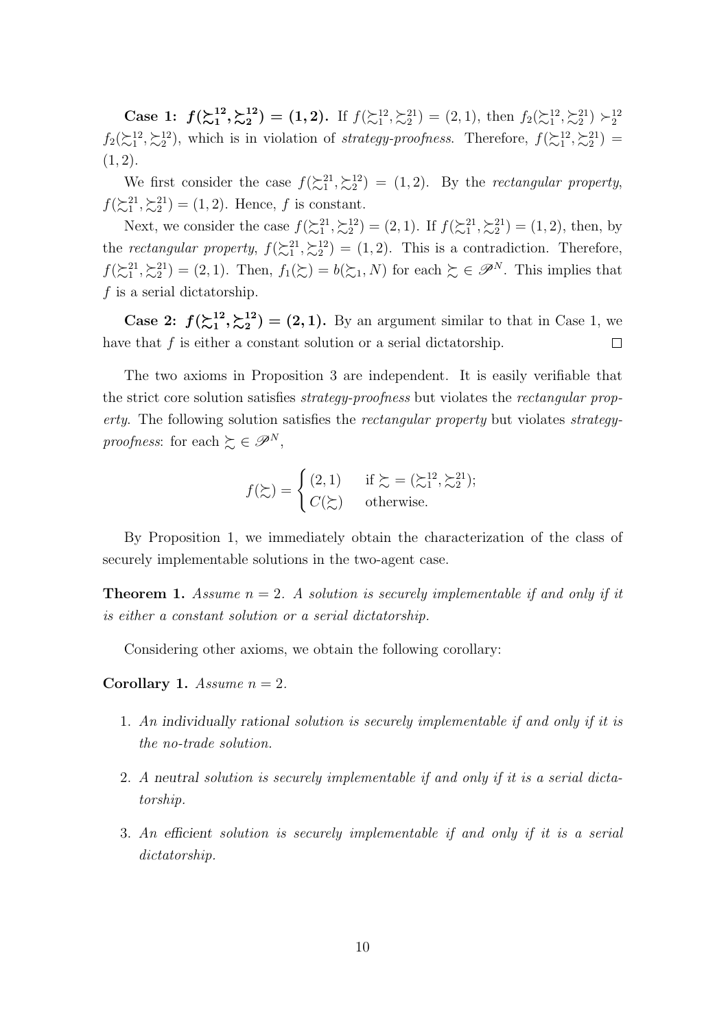**Case 1: $f(\succsim_1^{12}, \succsim_2^{12}) = (1,2)$.** If $f(\succsim_1^{12}, \succsim_2^{21}) = (2,1)$, then $f_2(\succsim_1^{12}, \succsim_2^{21}) \succ_2^{12} f_2(\succsim_1^{12}, \succsim_2^{12})$, which is in violation of *strategy-proofness*. Therefore, $f(\succsim_1^{12}, \succsim_2^{21}) = (1,2)$.

We first consider the case $f(\succsim_1^{21}, \succsim_2^{12}) = (1,2)$. By the *rectangular property*, $f(\succsim_1^{21}, \succsim_2^{21}) = (1,2)$. Hence, $f$ is constant.

Next, we consider the case $f(\succsim_1^{21}, \succsim_2^{12}) = (2,1)$. If $f(\succsim_1^{21}, \succsim_2^{21}) = (1,2)$, then, by the *rectangular property*, $f(\succsim_1^{21}, \succsim_2^{12}) = (1,2)$. This is a contradiction. Therefore, $f(\succsim_1^{21}, \succsim_2^{21}) = (2,1)$. Then, $f_1(\succsim) = b(\succsim_1, N)$ for each $\succsim \in \mathscr{P}^N$. This implies that $f$ is a serial dictatorship.

**Case 2: $f(\succsim_1^{12}, \succsim_2^{12}) = (2,1)$.** By an argument similar to that in Case 1, we have that $f$ is either a constant solution or a serial dictatorship. □

The two axioms in Proposition 3 are independent. It is easily verifiable that the strict core solution satisfies *strategy-proofness* but violates the *rectangular property*. The following solution satisfies the *rectangular property* but violates *strategy-proofness*: for each $\succsim \in \mathscr{P}^N$,

$$f(\succsim) = \begin{cases} (2,1) & \text{if } \succsim = (\succsim_1^{12}, \succsim_2^{21}); \\ C(\succsim) & \text{otherwise.} \end{cases}$$

By Proposition 1, we immediately obtain the characterization of the class of securely implementable solutions in the two-agent case.

**Theorem 1.** *Assume $n = 2$. A solution is securely implementable if and only if it is either a constant solution or a serial dictatorship.*

Considering other axioms, we obtain the following corollary:

**Corollary 1.** *Assume $n = 2$.*

1. *An individually rational solution is securely implementable if and only if it is the no-trade solution.*
2. *A neutral solution is securely implementable if and only if it is a serial dictatorship.*
3. *An efficient solution is securely implementable if and only if it is a serial dictatorship.*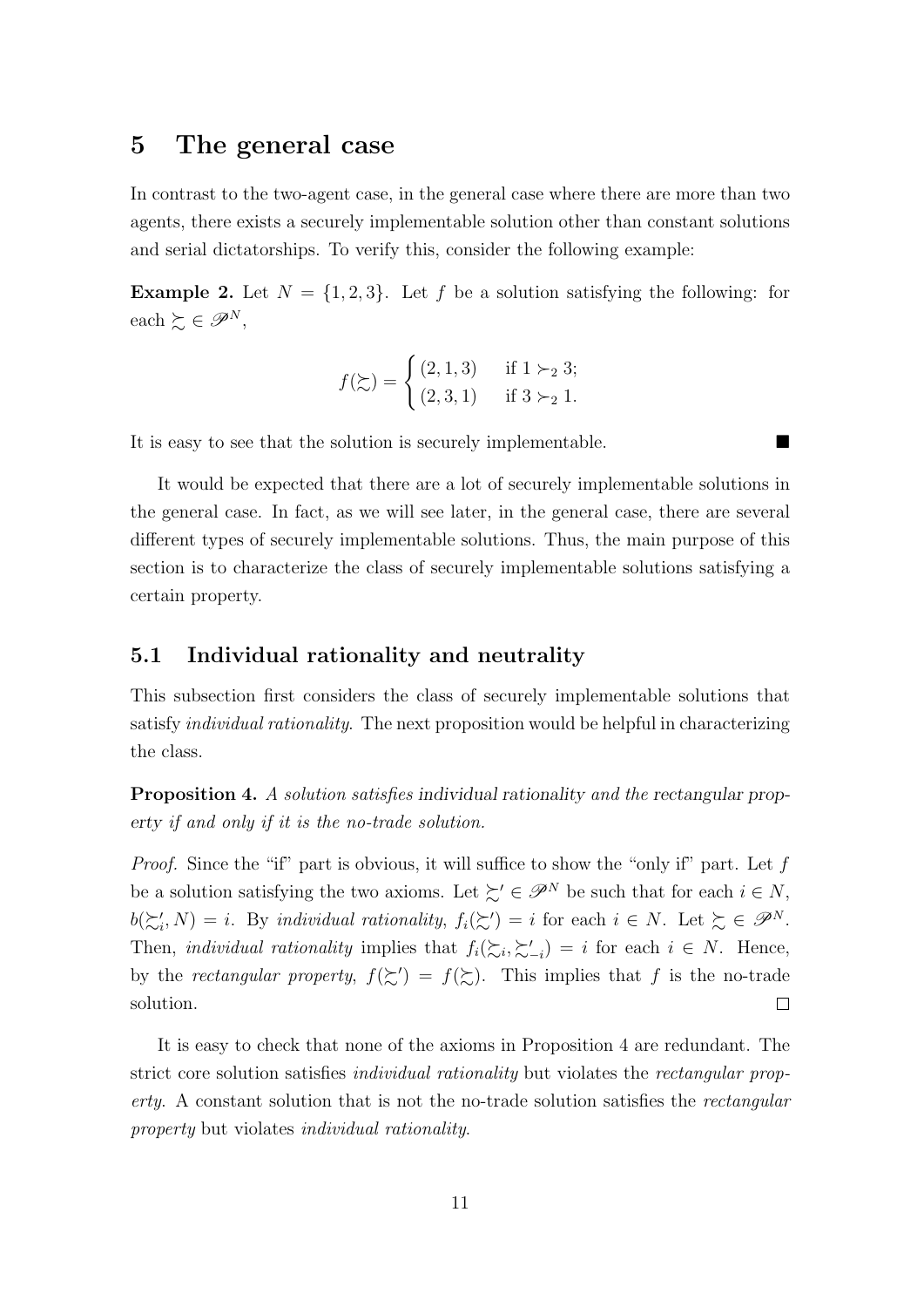## 5 The general case

In contrast to the two-agent case, in the general case where there are more than two agents, there exists a securely implementable solution other than constant solutions and serial dictatorships. To verify this, consider the following example:

**Example 2.** Let $N = \{1, 2, 3\}$. Let $f$ be a solution satisfying the following: for each $\succsim \in \mathscr{P}^N$,

$$f(\succsim) = \begin{cases} (2, 1, 3) & \text{if } 1 \succ_2 3; \\ (2, 3, 1) & \text{if } 3 \succ_2 1. \end{cases}$$

It is easy to see that the solution is securely implementable. ■

It would be expected that there are a lot of securely implementable solutions in the general case. In fact, as we will see later, in the general case, there are several different types of securely implementable solutions. Thus, the main purpose of this section is to characterize the class of securely implementable solutions satisfying a certain property.

### 5.1 Individual rationality and neutrality

This subsection first considers the class of securely implementable solutions that satisfy *individual rationality*. The next proposition would be helpful in characterizing the class.

**Proposition 4.** *A solution satisfies individual rationality and the rectangular property if and only if it is the no-trade solution.*

*Proof.* Since the "if" part is obvious, it will suffice to show the "only if" part. Let $f$ be a solution satisfying the two axioms. Let $\succsim' \in \mathscr{P}^N$ be such that for each $i \in N$, $b(\succsim'_i, N) = i$. By *individual rationality*, $f_i(\succsim') = i$ for each $i \in N$. Let $\succsim \in \mathscr{P}^N$. Then, *individual rationality* implies that $f_i(\succsim_i, \succsim'_{-i}) = i$ for each $i \in N$. Hence, by the *rectangular property*, $f(\succsim') = f(\succsim)$. This implies that $f$ is the no-trade solution. □

It is easy to check that none of the axioms in Proposition 4 are redundant. The strict core solution satisfies *individual rationality* but violates the *rectangular property*. A constant solution that is not the no-trade solution satisfies the *rectangular property* but violates *individual rationality*.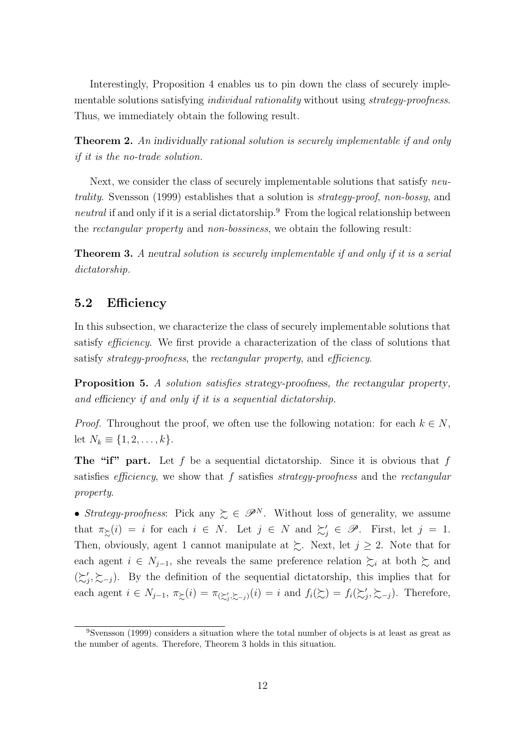Interestingly, Proposition 4 enables us to pin down the class of securely implementable solutions satisfying *individual rationality* without using *strategy-proofness*. Thus, we immediately obtain the following result.

**Theorem 2.** *An* individually rational *solution is securely implementable if and only if it is the no-trade solution.*

Next, we consider the class of securely implementable solutions that satisfy *neutrality*. Svensson (1999) establishes that a solution is *strategy-proof*, *non-bossy*, and *neutral* if and only if it is a serial dictatorship.[9] From the logical relationship between the *rectangular property* and *non-bossiness*, we obtain the following result:

**Theorem 3.** *A* neutral *solution is securely implementable if and only if it is a serial dictatorship.*

## 5.2 Efficiency

In this subsection, we characterize the class of securely implementable solutions that satisfy *efficiency*. We first provide a characterization of the class of solutions that satisfy *strategy-proofness*, the *rectangular property*, and *efficiency*.

**Proposition 5.** *A solution satisfies* strategy-proofness, *the* rectangular property, *and* efficiency *if and only if it is a sequential dictatorship.*

*Proof.* Throughout the proof, we often use the following notation: for each $k \in N$, let $N_k \equiv \{1, 2, \ldots, k\}$.

**The "if" part.** Let $f$ be a sequential dictatorship. Since it is obvious that $f$ satisfies *efficiency*, we show that $f$ satisfies *strategy-proofness* and the *rectangular property*.

• *Strategy-proofness*: Pick any $\succsim \in \mathscr{P}^N$. Without loss of generality, we assume that $\pi_{\succsim}(i) = i$ for each $i \in N$. Let $j \in N$ and $\succsim'_j \in \mathscr{P}$. First, let $j = 1$. Then, obviously, agent 1 cannot manipulate at $\succsim$. Next, let $j \geq 2$. Note that for each agent $i \in N_{j-1}$, she reveals the same preference relation $\succsim_i$ at both $\succsim$ and $(\succsim'_j, \succsim_{-j})$. By the definition of the sequential dictatorship, this implies that for each agent $i \in N_{j-1}$, $\pi_{\succsim}(i) = \pi_{(\succsim'_j, \succsim_{-j})}(i) = i$ and $f_i(\succsim) = f_i(\succsim'_j, \succsim_{-j})$. Therefore,

[9] Svensson (1999) considers a situation where the total number of objects is at least as great as the number of agents. Therefore, Theorem 3 holds in this situation.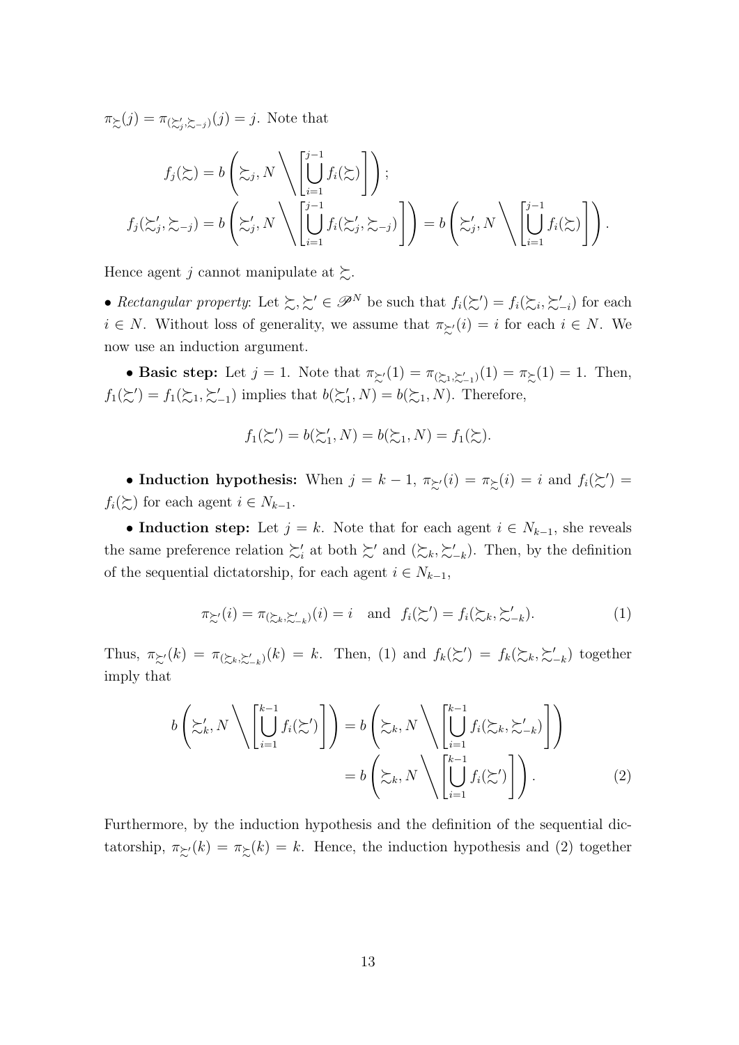$\pi_{\succsim}(j) = \pi_{(\succsim'_j, \succsim_{-j})}(j) = j$. Note that

$$f_j(\succsim) = b\left(\succsim_j, N \Bigg\backslash \left[\bigcup_{i=1}^{j-1} f_i(\succsim)\right]\right);$$

$$f_j(\succsim'_j, \succsim_{-j}) = b\left(\succsim'_j, N \Bigg\backslash \left[\bigcup_{i=1}^{j-1} f_i(\succsim'_j, \succsim_{-j})\right]\right) = b\left(\succsim'_j, N \Bigg\backslash \left[\bigcup_{i=1}^{j-1} f_i(\succsim)\right]\right).$$

Hence agent $j$ cannot manipulate at $\succsim$.

• *Rectangular property*: Let $\succsim, \succsim' \in \mathscr{P}^N$ be such that $f_i(\succsim') = f_i(\succsim_i, \succsim'_{-i})$ for each $i \in N$. Without loss of generality, we assume that $\pi_{\succsim'}(i) = i$ for each $i \in N$. We now use an induction argument.

• **Basic step:** Let $j = 1$. Note that $\pi_{\succsim'}(1) = \pi_{(\succsim_1, \succsim'_{-1})}(1) = \pi_{\succsim}(1) = 1$. Then, $f_1(\succsim') = f_1(\succsim_1, \succsim'_{-1})$ implies that $b(\succsim'_1, N) = b(\succsim_1, N)$. Therefore,

$$f_1(\succsim') = b(\succsim'_1, N) = b(\succsim_1, N) = f_1(\succsim).$$

• **Induction hypothesis:** When $j = k-1$, $\pi_{\succsim'}(i) = \pi_{\succsim}(i) = i$ and $f_i(\succsim') = f_i(\succsim)$ for each agent $i \in N_{k-1}$.

• **Induction step:** Let $j = k$. Note that for each agent $i \in N_{k-1}$, she reveals the same preference relation $\succsim'_i$ at both $\succsim'$ and $(\succsim_k, \succsim'_{-k})$. Then, by the definition of the sequential dictatorship, for each agent $i \in N_{k-1}$,

$$\pi_{\succsim'}(i) = \pi_{(\succsim_k, \succsim'_{-k})}(i) = i \quad \text{and} \quad f_i(\succsim') = f_i(\succsim_k, \succsim'_{-k}). \tag{1}$$

Thus, $\pi_{\succsim'}(k) = \pi_{(\succsim_k, \succsim'_{-k})}(k) = k$. Then, (1) and $f_k(\succsim') = f_k(\succsim_k, \succsim'_{-k})$ together imply that

$$\begin{aligned} b\left(\succsim'_k, N \Bigg\backslash \left[\bigcup_{i=1}^{k-1} f_i(\succsim')\right]\right) &= b\left(\succsim_k, N \Bigg\backslash \left[\bigcup_{i=1}^{k-1} f_i(\succsim_k, \succsim'_{-k})\right]\right) \\ &= b\left(\succsim_k, N \Bigg\backslash \left[\bigcup_{i=1}^{k-1} f_i(\succsim')\right]\right). \end{aligned} \tag{2}$$

Furthermore, by the induction hypothesis and the definition of the sequential dictatorship, $\pi_{\succsim'}(k) = \pi_{\succsim}(k) = k$. Hence, the induction hypothesis and (2) together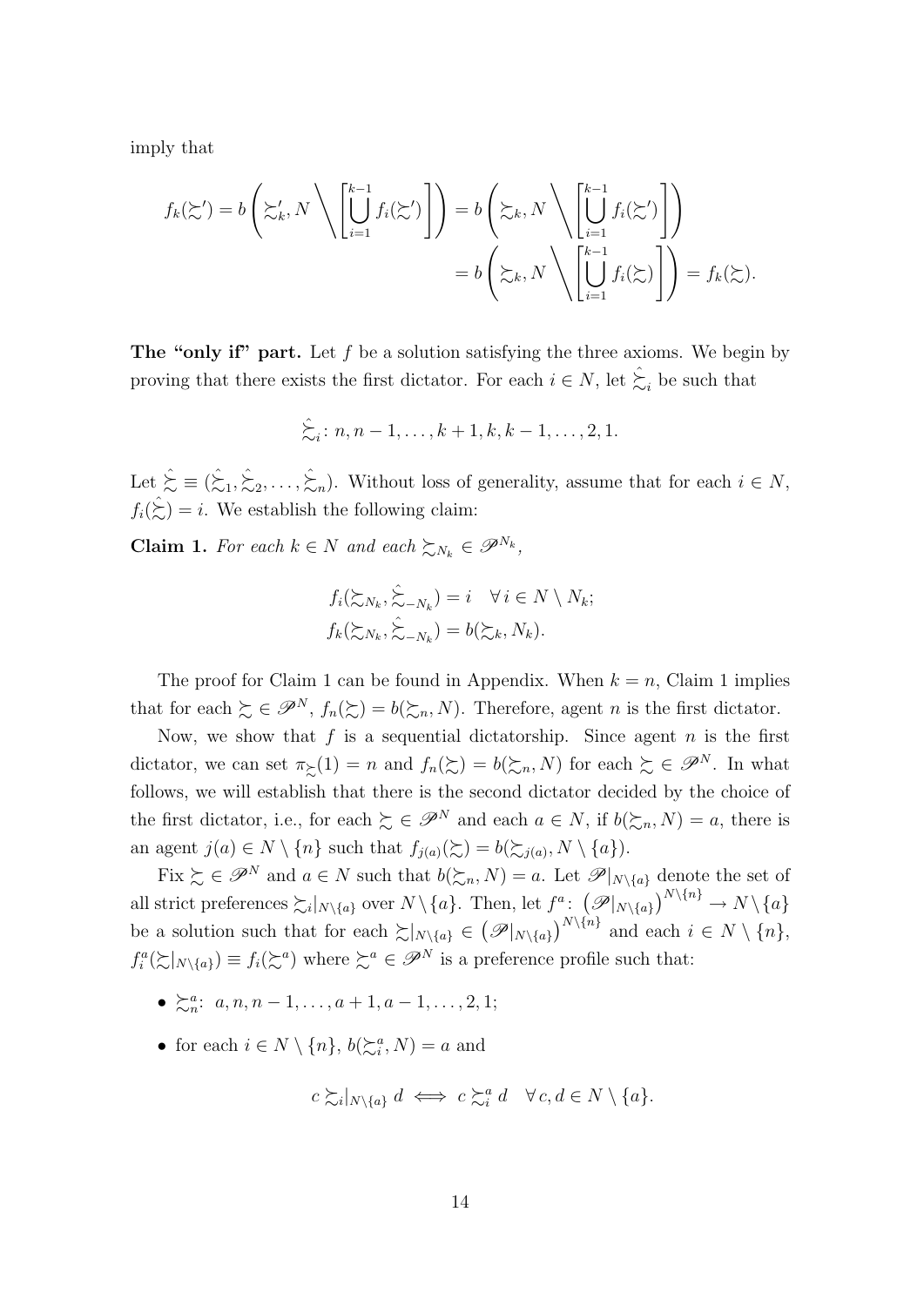imply that

$$f_k(\succsim') = b\left(\succsim'_k, N \setminus \left[\bigcup_{i=1}^{k-1} f_i(\succsim')\right]\right) = b\left(\succsim_k, N \setminus \left[\bigcup_{i=1}^{k-1} f_i(\succsim')\right]\right)$$
$$= b\left(\succsim_k, N \setminus \left[\bigcup_{i=1}^{k-1} f_i(\succsim)\right]\right) = f_k(\succsim).$$

**The "only if" part.** Let $f$ be a solution satisfying the three axioms. We begin by proving that there exists the first dictator. For each $i \in N$, let $\hat{\succsim}_i$ be such that

$$\hat{\succsim}_i \colon n, n-1, \ldots, k+1, k, k-1, \ldots, 2, 1.$$

Let $\hat{\succsim} \equiv (\hat{\succsim}_1, \hat{\succsim}_2, \ldots, \hat{\succsim}_n)$. Without loss of generality, assume that for each $i \in N$, $f_i(\hat{\succsim}) = i$. We establish the following claim:

**Claim 1.** *For each $k \in N$ and each $\succsim_{N_k} \in \mathscr{P}^{N_k}$,*

$$f_i(\succsim_{N_k}, \hat{\succsim}_{-N_k}) = i \quad \forall\, i \in N \setminus N_k;$$
$$f_k(\succsim_{N_k}, \hat{\succsim}_{-N_k}) = b(\succsim_k, N_k).$$

The proof for Claim 1 can be found in Appendix. When $k = n$, Claim 1 implies that for each $\succsim \in \mathscr{P}^N$, $f_n(\succsim) = b(\succsim_n, N)$. Therefore, agent $n$ is the first dictator.

Now, we show that $f$ is a sequential dictatorship. Since agent $n$ is the first dictator, we can set $\pi_{\succsim}(1) = n$ and $f_n(\succsim) = b(\succsim_n, N)$ for each $\succsim \in \mathscr{P}^N$. In what follows, we will establish that there is the second dictator decided by the choice of the first dictator, i.e., for each $\succsim \in \mathscr{P}^N$ and each $a \in N$, if $b(\succsim_n, N) = a$, there is an agent $j(a) \in N \setminus \{n\}$ such that $f_{j(a)}(\succsim) = b(\succsim_{j(a)}, N \setminus \{a\})$.

Fix $\succsim \in \mathscr{P}^N$ and $a \in N$ such that $b(\succsim_n, N) = a$. Let $\mathscr{P}|_{N\setminus\{a\}}$ denote the set of all strict preferences $\succsim_i|_{N\setminus\{a\}}$ over $N \setminus \{a\}$. Then, let $f^a \colon \left(\mathscr{P}|_{N\setminus\{a\}}\right)^{N\setminus\{n\}} \to N \setminus \{a\}$ be a solution such that for each $\succsim|_{N\setminus\{a\}} \in \left(\mathscr{P}|_{N\setminus\{a\}}\right)^{N\setminus\{n\}}$ and each $i \in N \setminus \{n\}$, $f_i^a(\succsim|_{N\setminus\{a\}}) \equiv f_i(\succsim^a)$ where $\succsim^a \in \mathscr{P}^N$ is a preference profile such that:

- $\succsim_n^a$: $a, n, n-1, \ldots, a+1, a-1, \ldots, 2, 1$;
- for each $i \in N \setminus \{n\}$, $b(\succsim_i^a, N) = a$ and

$$c \succsim_i|_{N\setminus\{a\}} d \iff c \succsim_i^a d \quad \forall\, c, d \in N \setminus \{a\}.$$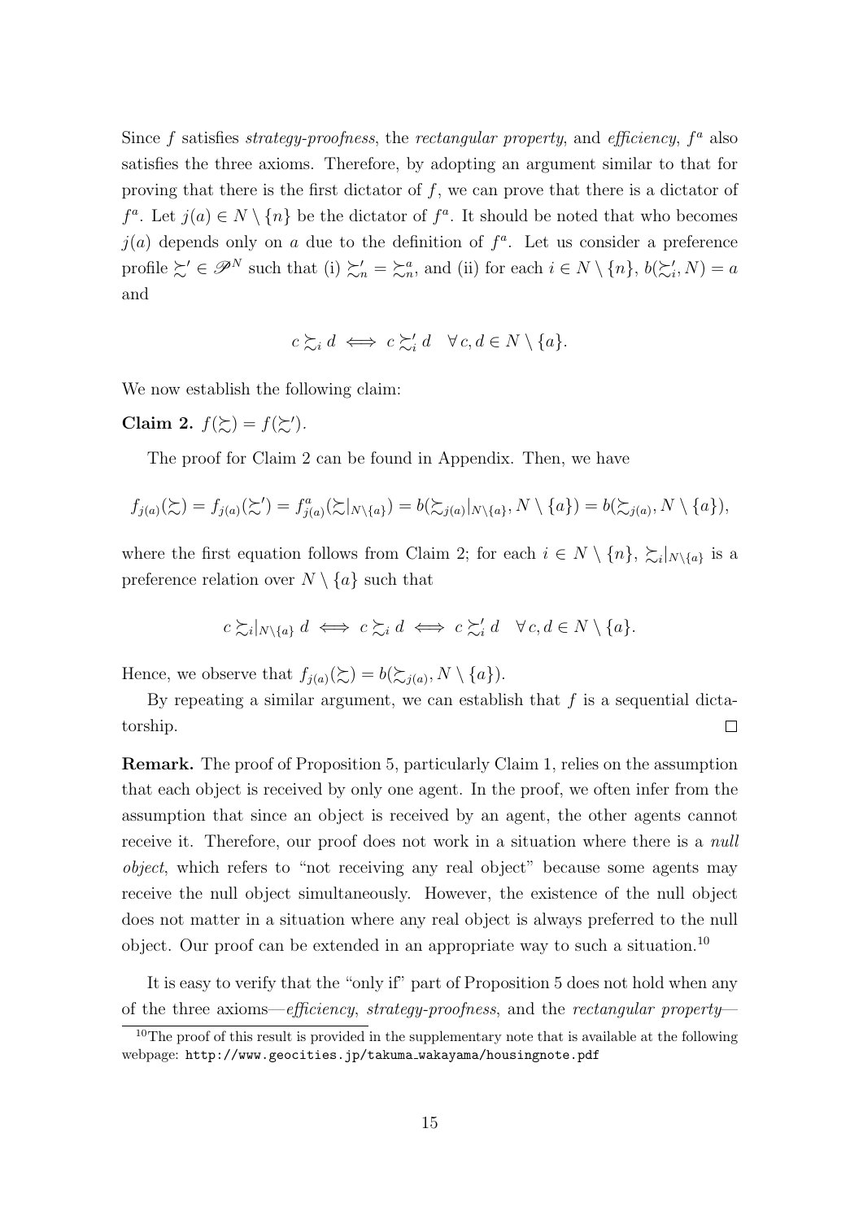Since $f$ satisfies *strategy-proofness*, the *rectangular property*, and *efficiency*, $f^a$ also satisfies the three axioms. Therefore, by adopting an argument similar to that for proving that there is the first dictator of $f$, we can prove that there is a dictator of $f^a$. Let $j(a) \in N \setminus \{n\}$ be the dictator of $f^a$. It should be noted that who becomes $j(a)$ depends only on $a$ due to the definition of $f^a$. Let us consider a preference profile $\succsim' \in \mathscr{P}^N$ such that (i) $\succsim'_n = \succsim^a_n$, and (ii) for each $i \in N \setminus \{n\}$, $b(\succsim'_i, N) = a$ and

$$c \succsim_i d \iff c \succsim'_i d \quad \forall c, d \in N \setminus \{a\}.$$

We now establish the following claim:

**Claim 2.** $f(\succsim) = f(\succsim')$.

The proof for Claim 2 can be found in Appendix. Then, we have

$$f_{j(a)}(\succsim) = f_{j(a)}(\succsim') = f^a_{j(a)}(\succsim|_{N \setminus \{a\}}) = b(\succsim_{j(a)}|_{N \setminus \{a\}}, N \setminus \{a\}) = b(\succsim_{j(a)}, N \setminus \{a\}),$$

where the first equation follows from Claim 2; for each $i \in N \setminus \{n\}$, $\succsim_i|_{N \setminus \{a\}}$ is a preference relation over $N \setminus \{a\}$ such that

$$c \succsim_i|_{N \setminus \{a\}} d \iff c \succsim_i d \iff c \succsim'_i d \quad \forall c, d \in N \setminus \{a\}.$$

Hence, we observe that $f_{j(a)}(\succsim) = b(\succsim_{j(a)}, N \setminus \{a\})$.

By repeating a similar argument, we can establish that $f$ is a sequential dictatorship. $\square$

**Remark.** The proof of Proposition 5, particularly Claim 1, relies on the assumption that each object is received by only one agent. In the proof, we often infer from the assumption that since an object is received by an agent, the other agents cannot receive it. Therefore, our proof does not work in a situation where there is a *null object*, which refers to "not receiving any real object" because some agents may receive the null object simultaneously. However, the existence of the null object does not matter in a situation where any real object is always preferred to the null object. Our proof can be extended in an appropriate way to such a situation.[10]

It is easy to verify that the "only if" part of Proposition 5 does not hold when any of the three axioms—*efficiency*, *strategy-proofness*, and the *rectangular property*—

[10] The proof of this result is provided in the supplementary note that is available at the following webpage: `http://www.geocities.jp/takuma_wakayama/housingnote.pdf`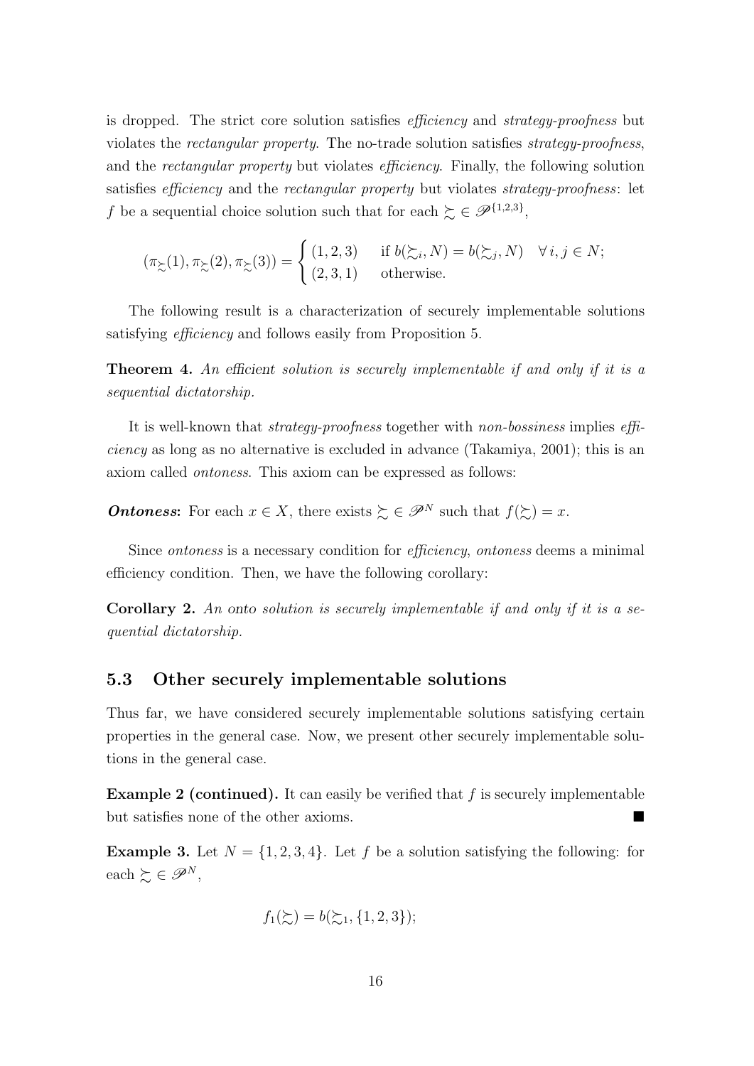is dropped. The strict core solution satisfies *efficiency* and *strategy-proofness* but violates the *rectangular property*. The no-trade solution satisfies *strategy-proofness*, and the *rectangular property* but violates *efficiency*. Finally, the following solution satisfies *efficiency* and the *rectangular property* but violates *strategy-proofness*: let $f$ be a sequential choice solution such that for each $\succsim \in \mathscr{P}^{\{1,2,3\}}$,

$$(\pi_{\succsim}(1), \pi_{\succsim}(2), \pi_{\succsim}(3)) = \begin{cases} (1,2,3) & \text{if } b(\succsim_i, N) = b(\succsim_j, N) \quad \forall\, i,j \in N; \\ (2,3,1) & \text{otherwise.} \end{cases}$$

The following result is a characterization of securely implementable solutions satisfying *efficiency* and follows easily from Proposition 5.

**Theorem 4.** *An efficient solution is securely implementable if and only if it is a sequential dictatorship.*

It is well-known that *strategy-proofness* together with *non-bossiness* implies *efficiency* as long as no alternative is excluded in advance (Takamiya, 2001); this is an axiom called *ontoness*. This axiom can be expressed as follows:

***Ontoness*:** For each $x \in X$, there exists $\succsim \in \mathscr{P}^N$ such that $f(\succsim) = x$.

Since *ontoness* is a necessary condition for *efficiency*, *ontoness* deems a minimal efficiency condition. Then, we have the following corollary:

**Corollary 2.** *An onto solution is securely implementable if and only if it is a sequential dictatorship.*

### 5.3 Other securely implementable solutions

Thus far, we have considered securely implementable solutions satisfying certain properties in the general case. Now, we present other securely implementable solutions in the general case.

**Example 2 (continued).** It can easily be verified that $f$ is securely implementable but satisfies none of the other axioms. ■

**Example 3.** Let $N = \{1,2,3,4\}$. Let $f$ be a solution satisfying the following: for each $\succsim \in \mathscr{P}^N$,

$$f_1(\succsim) = b(\succsim_1, \{1,2,3\});$$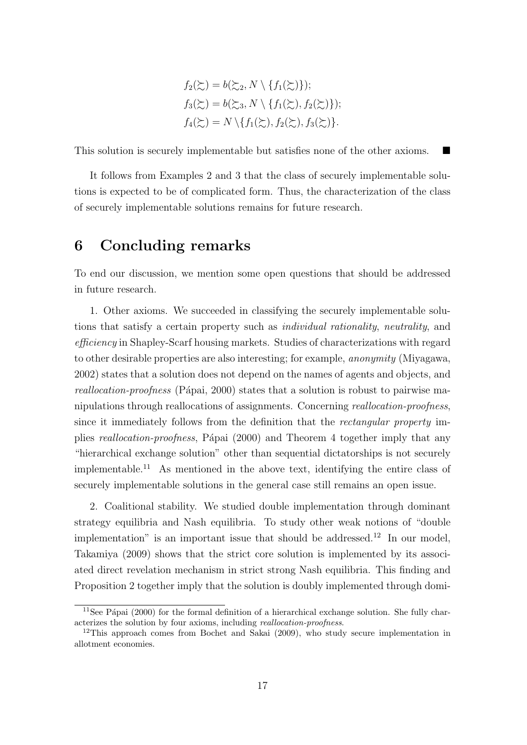$$f_2(\succsim) = b(\succsim_2, N \setminus \{f_1(\succsim)\});$$
$$f_3(\succsim) = b(\succsim_3, N \setminus \{f_1(\succsim), f_2(\succsim)\});$$
$$f_4(\succsim) = N \setminus \{f_1(\succsim), f_2(\succsim), f_3(\succsim)\}.$$

This solution is securely implementable but satisfies none of the other axioms. ■

It follows from Examples 2 and 3 that the class of securely implementable solutions is expected to be of complicated form. Thus, the characterization of the class of securely implementable solutions remains for future research.

## 6 Concluding remarks

To end our discussion, we mention some open questions that should be addressed in future research.

1. Other axioms. We succeeded in classifying the securely implementable solutions that satisfy a certain property such as *individual rationality*, *neutrality*, and *efficiency* in Shapley-Scarf housing markets. Studies of characterizations with regard to other desirable properties are also interesting; for example, *anonymity* (Miyagawa, 2002) states that a solution does not depend on the names of agents and objects, and *reallocation-proofness* (Pápai, 2000) states that a solution is robust to pairwise manipulations through reallocations of assignments. Concerning *reallocation-proofness*, since it immediately follows from the definition that the *rectangular property* implies *reallocation-proofness*, Pápai (2000) and Theorem 4 together imply that any "hierarchical exchange solution" other than sequential dictatorships is not securely implementable.[11] As mentioned in the above text, identifying the entire class of securely implementable solutions in the general case still remains an open issue.

2. Coalitional stability. We studied double implementation through dominant strategy equilibria and Nash equilibria. To study other weak notions of "double implementation" is an important issue that should be addressed.[12] In our model, Takamiya (2009) shows that the strict core solution is implemented by its associated direct revelation mechanism in strict strong Nash equilibria. This finding and Proposition 2 together imply that the solution is doubly implemented through domi-

[11] See Pápai (2000) for the formal definition of a hierarchical exchange solution. She fully characterizes the solution by four axioms, including *reallocation-proofness*.

[12] This approach comes from Bochet and Sakai (2009), who study secure implementation in allotment economies.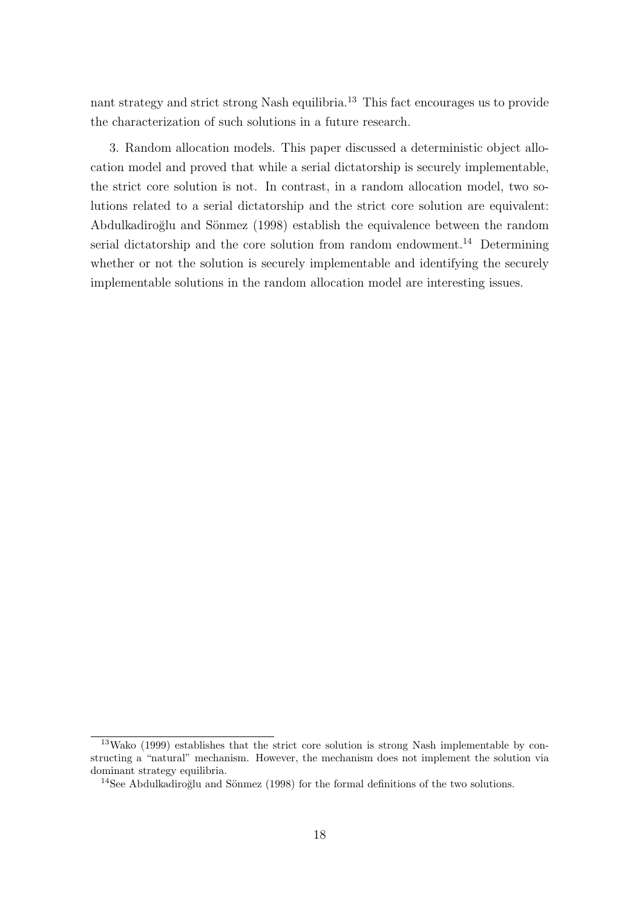nant strategy and strict strong Nash equilibria.[13] This fact encourages us to provide the characterization of such solutions in a future research.

3. Random allocation models. This paper discussed a deterministic object allocation model and proved that while a serial dictatorship is securely implementable, the strict core solution is not. In contrast, in a random allocation model, two solutions related to a serial dictatorship and the strict core solution are equivalent: Abdulkadiroğlu and Sönmez (1998) establish the equivalence between the random serial dictatorship and the core solution from random endowment.[14] Determining whether or not the solution is securely implementable and identifying the securely implementable solutions in the random allocation model are interesting issues.

---

[13] Wako (1999) establishes that the strict core solution is strong Nash implementable by constructing a "natural" mechanism. However, the mechanism does not implement the solution via dominant strategy equilibria.

[14] See Abdulkadiroğlu and Sönmez (1998) for the formal definitions of the two solutions.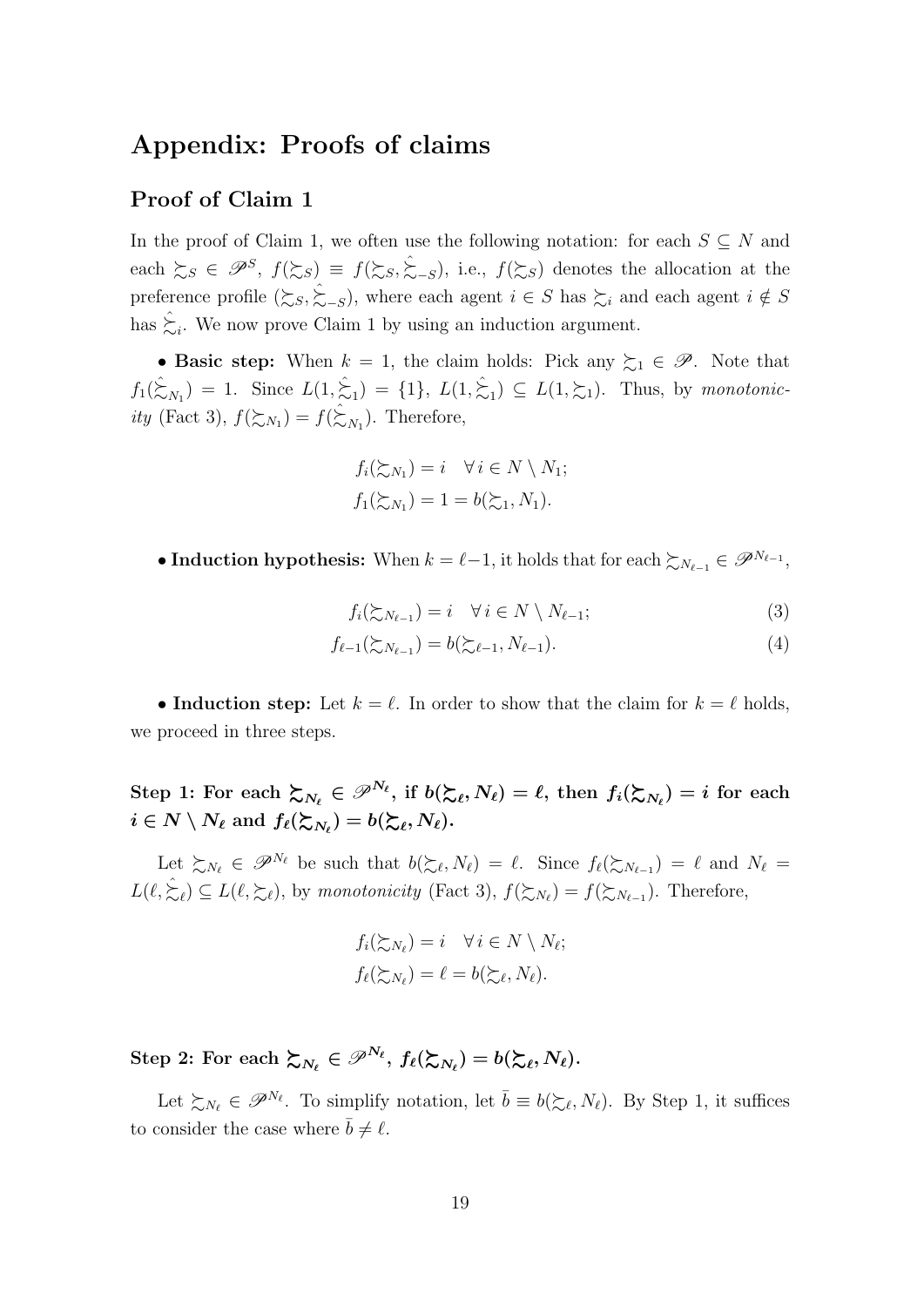## Appendix: Proofs of claims

### Proof of Claim 1

In the proof of Claim 1, we often use the following notation: for each $S \subseteq N$ and each $\succsim_S \in \mathscr{P}^S$, $f(\succsim_S) \equiv f(\succsim_S, \hat{\succsim}_{-S})$, i.e., $f(\succsim_S)$ denotes the allocation at the preference profile $(\succsim_S, \hat{\succsim}_{-S})$, where each agent $i \in S$ has $\succsim_i$ and each agent $i \notin S$ has $\hat{\succsim}_i$. We now prove Claim 1 by using an induction argument.

• **Basic step:** When $k = 1$, the claim holds: Pick any $\succsim_1 \in \mathscr{P}$. Note that $f_1(\hat{\succsim}_{N_1}) = 1$. Since $L(1, \hat{\succsim}_1) = \{1\}$, $L(1, \hat{\succsim}_1) \subseteq L(1, \succsim_1)$. Thus, by *monotonicity* (Fact 3), $f(\succsim_{N_1}) = f(\hat{\succsim}_{N_1})$. Therefore,

$$f_i(\succsim_{N_1}) = i \quad \forall\, i \in N \setminus N_1;$$
$$f_1(\succsim_{N_1}) = 1 = b(\succsim_1, N_1).$$

• **Induction hypothesis:** When $k = \ell - 1$, it holds that for each $\succsim_{N_{\ell-1}} \in \mathscr{P}^{N_{\ell-1}}$,

$$f_i(\succsim_{N_{\ell-1}}) = i \quad \forall\, i \in N \setminus N_{\ell-1}; \tag{3}$$
$$f_{\ell-1}(\succsim_{N_{\ell-1}}) = b(\succsim_{\ell-1}, N_{\ell-1}). \tag{4}$$

• **Induction step:** Let $k = \ell$. In order to show that the claim for $k = \ell$ holds, we proceed in three steps.

**Step 1: For each $\succsim_{N_\ell} \in \mathscr{P}^{N_\ell}$, if $b(\succsim_\ell, N_\ell) = \ell$, then $f_i(\succsim_{N_\ell}) = i$ for each $i \in N \setminus N_\ell$ and $f_\ell(\succsim_{N_\ell}) = b(\succsim_\ell, N_\ell)$.**

Let $\succsim_{N_\ell} \in \mathscr{P}^{N_\ell}$ be such that $b(\succsim_\ell, N_\ell) = \ell$. Since $f_\ell(\succsim_{N_{\ell-1}}) = \ell$ and $N_\ell = L(\ell, \hat{\succsim}_\ell) \subseteq L(\ell, \succsim_\ell)$, by *monotonicity* (Fact 3), $f(\succsim_{N_\ell}) = f(\succsim_{N_{\ell-1}})$. Therefore,

$$f_i(\succsim_{N_\ell}) = i \quad \forall\, i \in N \setminus N_\ell;$$
$$f_\ell(\succsim_{N_\ell}) = \ell = b(\succsim_\ell, N_\ell).$$

**Step 2: For each $\succsim_{N_\ell} \in \mathscr{P}^{N_\ell}$, $f_\ell(\succsim_{N_\ell}) = b(\succsim_\ell, N_\ell)$.**

Let $\succsim_{N_\ell} \in \mathscr{P}^{N_\ell}$. To simplify notation, let $\bar{b} \equiv b(\succsim_\ell, N_\ell)$. By Step 1, it suffices to consider the case where $\bar{b} \neq \ell$.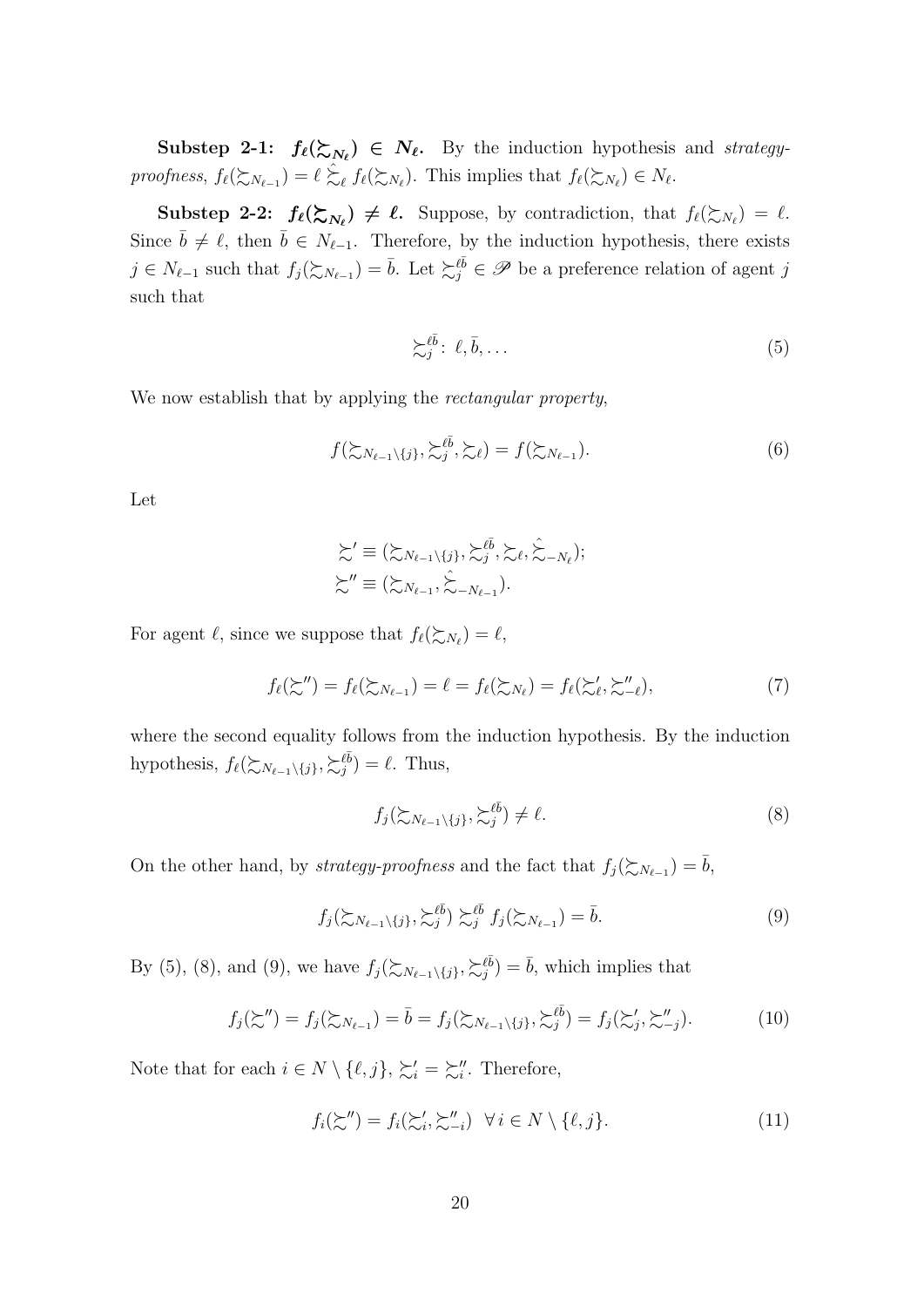**Substep 2-1: $f_\ell(\succsim_{N_\ell}) \in N_\ell$.** By the induction hypothesis and *strategy-proofness*, $f_\ell(\succsim_{N_{\ell-1}}) = \ell \mathrel{\hat{\succsim}_\ell} f_\ell(\succsim_{N_\ell})$. This implies that $f_\ell(\succsim_{N_\ell}) \in N_\ell$.

**Substep 2-2: $f_\ell(\succsim_{N_\ell}) \neq \ell$.** Suppose, by contradiction, that $f_\ell(\succsim_{N_\ell}) = \ell$. Since $\bar{b} \neq \ell$, then $\bar{b} \in N_{\ell-1}$. Therefore, by the induction hypothesis, there exists $j \in N_{\ell-1}$ such that $f_j(\succsim_{N_{\ell-1}}) = \bar{b}$. Let $\succsim_j^{\ell\bar{b}} \in \mathscr{P}$ be a preference relation of agent $j$ such that

$$\succsim_j^{\ell\bar{b}}:\ \ell, \bar{b}, \ldots \tag{5}$$

We now establish that by applying the *rectangular property*,

$$f(\succsim_{N_{\ell-1}\setminus\{j\}}, \succsim_j^{\ell\bar{b}}, \succsim_\ell) = f(\succsim_{N_{\ell-1}}). \tag{6}$$

Let

$$\succsim' \equiv (\succsim_{N_{\ell-1}\setminus\{j\}}, \succsim_j^{\ell\bar{b}}, \succsim_\ell, \hat{\succsim}_{-N_\ell});$$
$$\succsim'' \equiv (\succsim_{N_{\ell-1}}, \hat{\succsim}_{-N_{\ell-1}}).$$

For agent $\ell$, since we suppose that $f_\ell(\succsim_{N_\ell}) = \ell$,

$$f_\ell(\succsim'') = f_\ell(\succsim_{N_{\ell-1}}) = \ell = f_\ell(\succsim_{N_\ell}) = f_\ell(\succsim'_\ell, \succsim''_{-\ell}), \tag{7}$$

where the second equality follows from the induction hypothesis. By the induction hypothesis, $f_\ell(\succsim_{N_{\ell-1}\setminus\{j\}}, \succsim_j^{\ell\bar{b}}) = \ell$. Thus,

$$f_j(\succsim_{N_{\ell-1}\setminus\{j\}}, \succsim_j^{\ell\bar{b}}) \neq \ell. \tag{8}$$

On the other hand, by *strategy-proofness* and the fact that $f_j(\succsim_{N_{\ell-1}}) = \bar{b}$,

$$f_j(\succsim_{N_{\ell-1}\setminus\{j\}}, \succsim_j^{\ell\bar{b}}) \succsim_j^{\ell\bar{b}} f_j(\succsim_{N_{\ell-1}}) = \bar{b}. \tag{9}$$

By (5), (8), and (9), we have $f_j(\succsim_{N_{\ell-1}\setminus\{j\}}, \succsim_j^{\ell\bar{b}}) = \bar{b}$, which implies that

$$f_j(\succsim'') = f_j(\succsim_{N_{\ell-1}}) = \bar{b} = f_j(\succsim_{N_{\ell-1}\setminus\{j\}}, \succsim_j^{\ell\bar{b}}) = f_j(\succsim'_j, \succsim''_{-j}). \tag{10}$$

Note that for each $i \in N \setminus \{\ell, j\}$, $\succsim'_i = \succsim''_i$. Therefore,

$$f_i(\succsim'') = f_i(\succsim'_i, \succsim''_{-i}) \quad \forall\, i \in N \setminus \{\ell, j\}. \tag{11}$$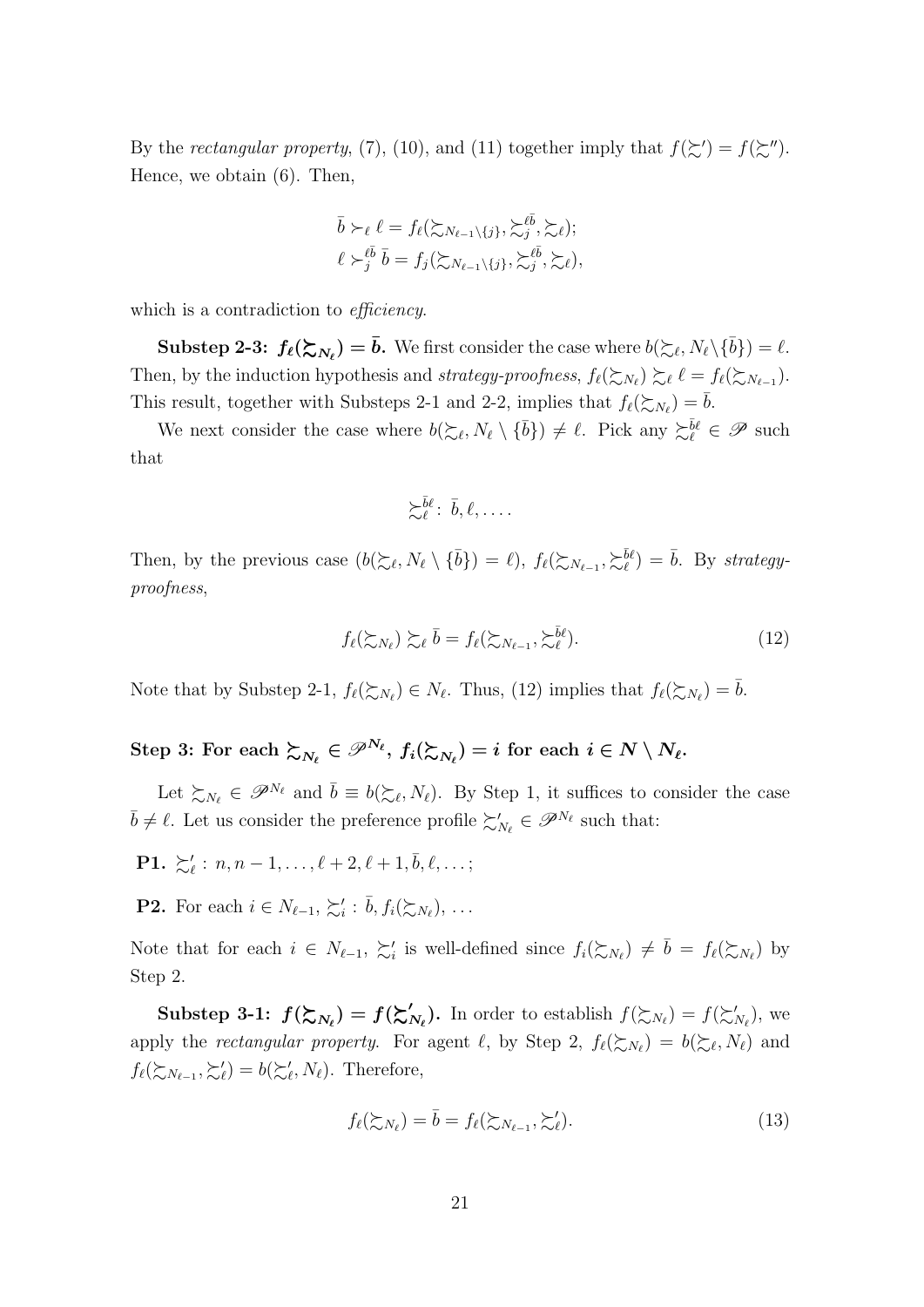By the *rectangular property*, (7), (10), and (11) together imply that $f(\succsim') = f(\succsim'')$. Hence, we obtain (6). Then,

$$\bar{b} \succ_\ell \ell = f_\ell(\succsim_{N_{\ell-1}\setminus\{j\}}, \succsim_j^{\ell\bar{b}}, \succsim_\ell);$$
$$\ell \succ_j^{\ell\bar{b}} \bar{b} = f_j(\succsim_{N_{\ell-1}\setminus\{j\}}, \succsim_j^{\ell\bar{b}}, \succsim_\ell),$$

which is a contradiction to *efficiency*.

**Substep 2-3: $f_\ell(\succsim_{N_\ell}) = \bar{b}$.** We first consider the case where $b(\succsim_\ell, N_\ell \setminus \{\bar{b}\}) = \ell$. Then, by the induction hypothesis and *strategy-proofness*, $f_\ell(\succsim_{N_\ell}) \succsim_\ell \ell = f_\ell(\succsim_{N_{\ell-1}})$. This result, together with Substeps 2-1 and 2-2, implies that $f_\ell(\succsim_{N_\ell}) = \bar{b}$.

We next consider the case where $b(\succsim_\ell, N_\ell \setminus \{\bar{b}\}) \neq \ell$. Pick any $\succsim_\ell^{\bar{b}\ell} \in \mathscr{P}$ such that

$$\succsim_\ell^{\bar{b}\ell}: \ \bar{b}, \ell, \ldots.$$

Then, by the previous case ($b(\succsim_\ell, N_\ell \setminus \{\bar{b}\}) = \ell$), $f_\ell(\succsim_{N_{\ell-1}}, \succsim_\ell^{\bar{b}\ell}) = \bar{b}$. By *strategy-proofness*,

$$f_\ell(\succsim_{N_\ell}) \succsim_\ell \bar{b} = f_\ell(\succsim_{N_{\ell-1}}, \succsim_\ell^{\bar{b}\ell}). \tag{12}$$

Note that by Substep 2-1, $f_\ell(\succsim_{N_\ell}) \in N_\ell$. Thus, (12) implies that $f_\ell(\succsim_{N_\ell}) = \bar{b}$.

### Step 3: For each $\succsim_{N_\ell} \in \mathscr{P}^{N_\ell}$, $f_i(\succsim_{N_\ell}) = i$ for each $i \in N \setminus N_\ell$.

Let $\succsim_{N_\ell} \in \mathscr{P}^{N_\ell}$ and $\bar{b} \equiv b(\succsim_\ell, N_\ell)$. By Step 1, it suffices to consider the case $\bar{b} \neq \ell$. Let us consider the preference profile $\succsim'_{N_\ell} \in \mathscr{P}^{N_\ell}$ such that:

**P1.** $\succsim'_\ell : n, n-1, \ldots, \ell+2, \ell+1, \bar{b}, \ell, \ldots;$

**P2.** For each $i \in N_{\ell-1}$, $\succsim'_i : \bar{b}, f_i(\succsim_{N_\ell}), \ldots$

Note that for each $i \in N_{\ell-1}$, $\succsim'_i$ is well-defined since $f_i(\succsim_{N_\ell}) \neq \bar{b} = f_\ell(\succsim_{N_\ell})$ by Step 2.

**Substep 3-1: $f(\succsim_{N_\ell}) = f(\succsim'_{N_\ell})$.** In order to establish $f(\succsim_{N_\ell}) = f(\succsim'_{N_\ell})$, we apply the *rectangular property*. For agent $\ell$, by Step 2, $f_\ell(\succsim_{N_\ell}) = b(\succsim_\ell, N_\ell)$ and $f_\ell(\succsim_{N_{\ell-1}}, \succsim'_\ell) = b(\succsim'_\ell, N_\ell)$. Therefore,

$$f_\ell(\succsim_{N_\ell}) = \bar{b} = f_\ell(\succsim_{N_{\ell-1}}, \succsim'_\ell). \tag{13}$$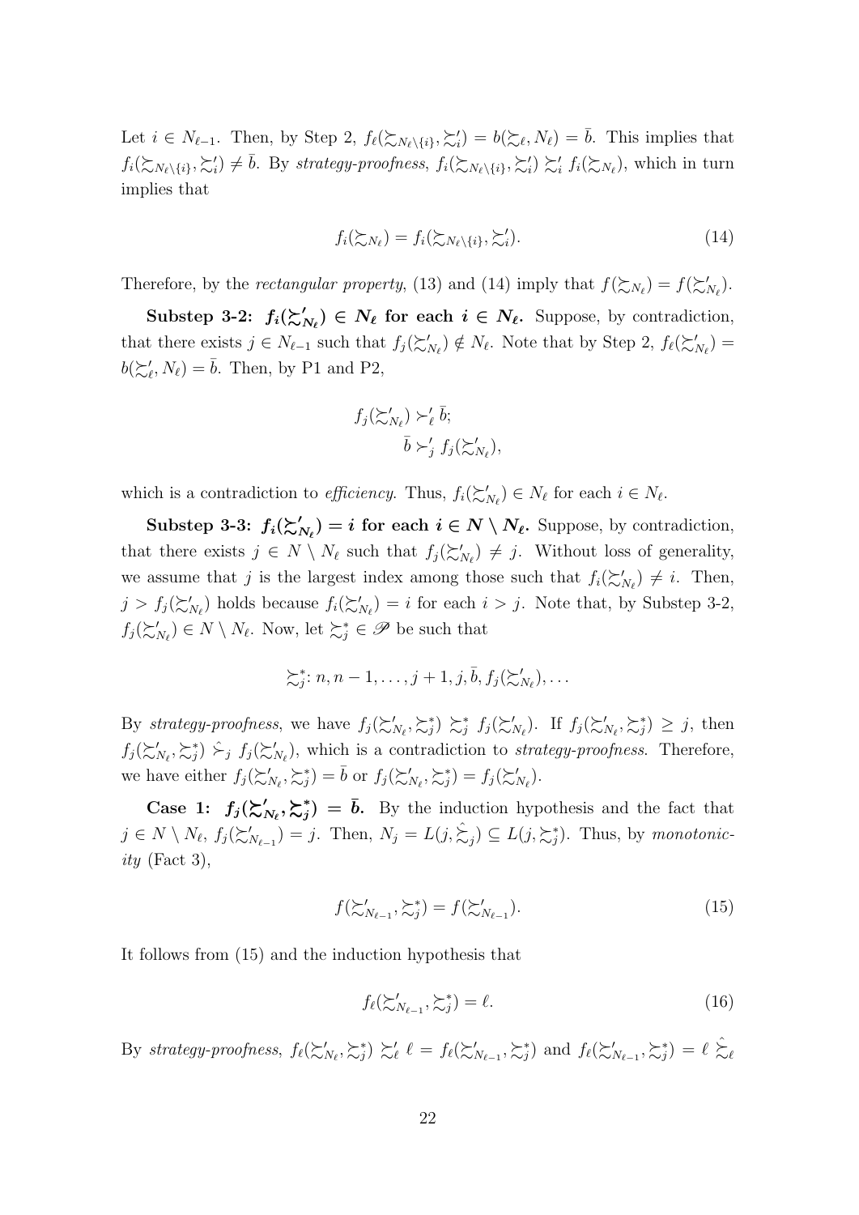Let $i \in N_{\ell-1}$. Then, by Step 2, $f_\ell(\succsim_{N_\ell \setminus \{i\}}, \succsim'_i) = b(\succsim_\ell, N_\ell) = \bar{b}$. This implies that $f_i(\succsim_{N_\ell \setminus \{i\}}, \succsim'_i) \neq \bar{b}$. By *strategy-proofness*, $f_i(\succsim_{N_\ell \setminus \{i\}}, \succsim'_i) \succsim'_i f_i(\succsim_{N_\ell})$, which in turn implies that

$$f_i(\succsim_{N_\ell}) = f_i(\succsim_{N_\ell \setminus \{i\}}, \succsim'_i). \tag{14}$$

Therefore, by the *rectangular property*, (13) and (14) imply that $f(\succsim_{N_\ell}) = f(\succsim'_{N_\ell})$.

**Substep 3-2: $f_i(\succsim'_{N_\ell}) \in N_\ell$ for each $i \in N_\ell$.** Suppose, by contradiction, that there exists $j \in N_{\ell-1}$ such that $f_j(\succsim'_{N_\ell}) \notin N_\ell$. Note that by Step 2, $f_\ell(\succsim'_{N_\ell}) = b(\succsim'_\ell, N_\ell) = \bar{b}$. Then, by P1 and P2,

$$f_j(\succsim'_{N_\ell}) \succ'_\ell \bar{b};$$
$$\bar{b} \succ'_j f_j(\succsim'_{N_\ell}),$$

which is a contradiction to *efficiency*. Thus, $f_i(\succsim'_{N_\ell}) \in N_\ell$ for each $i \in N_\ell$.

**Substep 3-3: $f_i(\succsim'_{N_\ell}) = i$ for each $i \in N \setminus N_\ell$.** Suppose, by contradiction, that there exists $j \in N \setminus N_\ell$ such that $f_j(\succsim'_{N_\ell}) \neq j$. Without loss of generality, we assume that $j$ is the largest index among those such that $f_i(\succsim'_{N_\ell}) \neq i$. Then, $j > f_j(\succsim'_{N_\ell})$ holds because $f_i(\succsim'_{N_\ell}) = i$ for each $i > j$. Note that, by Substep 3-2, $f_j(\succsim'_{N_\ell}) \in N \setminus N_\ell$. Now, let $\succsim^*_j \in \mathscr{P}$ be such that

$$\succsim^*_j : n, n-1, \ldots, j+1, j, \bar{b}, f_j(\succsim'_{N_\ell}), \ldots$$

By *strategy-proofness*, we have $f_j(\succsim'_{N_\ell}, \succsim^*_j) \succsim^*_j f_j(\succsim'_{N_\ell})$. If $f_j(\succsim'_{N_\ell}, \succsim^*_j) \geq j$, then $f_j(\succsim'_{N_\ell}, \succsim^*_j) \hat{\succ}_j f_j(\succsim'_{N_\ell})$, which is a contradiction to *strategy-proofness*. Therefore, we have either $f_j(\succsim'_{N_\ell}, \succsim^*_j) = \bar{b}$ or $f_j(\succsim'_{N_\ell}, \succsim^*_j) = f_j(\succsim'_{N_\ell})$.

**Case 1: $f_j(\succsim'_{N_\ell}, \succsim^*_j) = \bar{b}$.** By the induction hypothesis and the fact that $j \in N \setminus N_\ell$, $f_j(\succsim'_{N_{\ell-1}}) = j$. Then, $N_j = L(j, \hat{\succsim}_j) \subseteq L(j, \succsim^*_j)$. Thus, by *monotonicity* (Fact 3),

$$f(\succsim'_{N_{\ell-1}}, \succsim^*_j) = f(\succsim'_{N_{\ell-1}}). \tag{15}$$

It follows from (15) and the induction hypothesis that

$$f_\ell(\succsim'_{N_{\ell-1}}, \succsim^*_j) = \ell. \tag{16}$$

By *strategy-proofness*, $f_\ell(\succsim'_{N_\ell}, \succsim^*_j) \succsim'_\ell \ell = f_\ell(\succsim'_{N_{\ell-1}}, \succsim^*_j)$ and $f_\ell(\succsim'_{N_{\ell-1}}, \succsim^*_j) = \ell \hat{\succsim}_\ell$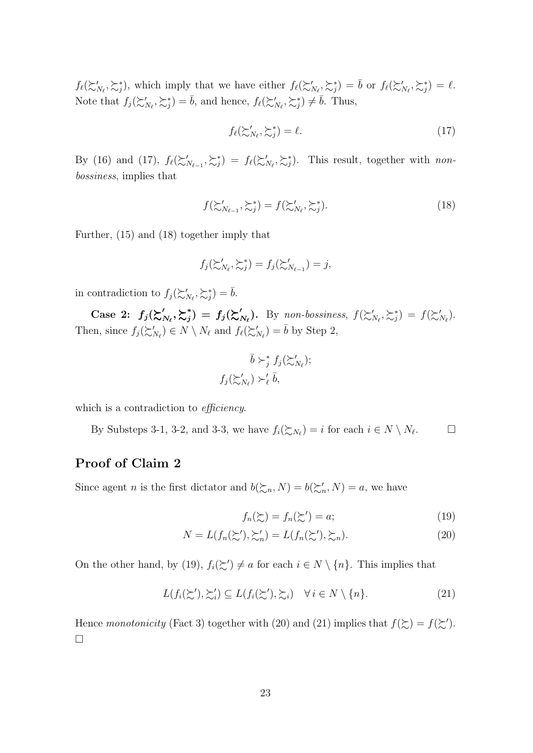$f_\ell(\succsim'_{N_\ell}, \succsim^*_j)$, which imply that we have either $f_\ell(\succsim'_{N_\ell}, \succsim^*_j) = \bar{b}$ or $f_\ell(\succsim'_{N_\ell}, \succsim^*_j) = \ell$. Note that $f_j(\succsim'_{N_\ell}, \succsim^*_j) = \bar{b}$, and hence, $f_\ell(\succsim'_{N_\ell}, \succsim^*_j) \neq \bar{b}$. Thus,

$$f_\ell(\succsim'_{N_\ell}, \succsim^*_j) = \ell. \tag{17}$$

By (16) and (17), $f_\ell(\succsim'_{N_{\ell-1}}, \succsim^*_j) = f_\ell(\succsim'_{N_\ell}, \succsim^*_j)$. This result, together with *non-bossiness*, implies that

$$f(\succsim'_{N_{\ell-1}}, \succsim^*_j) = f(\succsim'_{N_\ell}, \succsim^*_j). \tag{18}$$

Further, (15) and (18) together imply that

$$f_j(\succsim'_{N_\ell}, \succsim^*_j) = f_j(\succsim'_{N_{\ell-1}}) = j,$$

in contradiction to $f_j(\succsim'_{N_\ell}, \succsim^*_j) = \bar{b}$.

**Case 2: $f_j(\succsim'_{N_\ell}, \succsim^*_j) = f_j(\succsim'_{N_\ell})$.** By *non-bossiness*, $f(\succsim'_{N_\ell}, \succsim^*_j) = f(\succsim'_{N_\ell})$. Then, since $f_j(\succsim'_{N_\ell}) \in N \setminus N_\ell$ and $f_\ell(\succsim'_{N_\ell}) = \bar{b}$ by Step 2,

$$\bar{b} \succ^*_j f_j(\succsim'_{N_\ell});$$
$$f_j(\succsim'_{N_\ell}) \succ'_\ell \bar{b},$$

which is a contradiction to *efficiency*.

By Substeps 3-1, 3-2, and 3-3, we have $f_i(\succsim_{N_\ell}) = i$ for each $i \in N \setminus N_\ell$. □

## Proof of Claim 2

Since agent $n$ is the first dictator and $b(\succsim_n, N) = b(\succsim'_n, N) = a$, we have

$$f_n(\succsim) = f_n(\succsim') = a; \tag{19}$$
$$N = L(f_n(\succsim'), \succsim'_n) = L(f_n(\succsim'), \succsim_n). \tag{20}$$

On the other hand, by (19), $f_i(\succsim') \neq a$ for each $i \in N \setminus \{n\}$. This implies that

$$L(f_i(\succsim'), \succsim'_i) \subseteq L(f_i(\succsim'), \succsim_i) \quad \forall\, i \in N \setminus \{n\}. \tag{21}$$

Hence *monotonicity* (Fact 3) together with (20) and (21) implies that $f(\succsim) = f(\succsim')$. □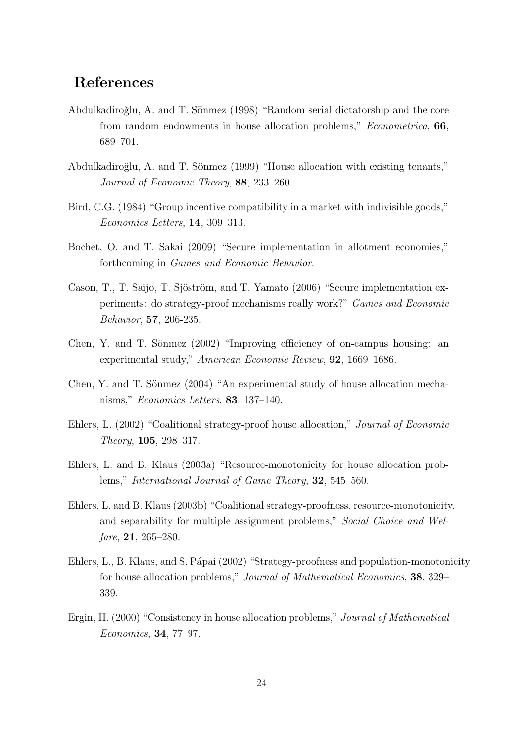## References

Abdulkadiroğlu, A. and T. Sönmez (1998) "Random serial dictatorship and the core from random endowments in house allocation problems," *Econometrica*, **66**, 689–701.

Abdulkadiroğlu, A. and T. Sönmez (1999) "House allocation with existing tenants," *Journal of Economic Theory*, **88**, 233–260.

Bird, C.G. (1984) "Group incentive compatibility in a market with indivisible goods," *Economics Letters*, **14**, 309–313.

Bochet, O. and T. Sakai (2009) "Secure implementation in allotment economies," forthcoming in *Games and Economic Behavior*.

Cason, T., T. Saijo, T. Sjöström, and T. Yamato (2006) "Secure implementation experiments: do strategy-proof mechanisms really work?" *Games and Economic Behavior*, **57**, 206-235.

Chen, Y. and T. Sönmez (2002) "Improving efficiency of on-campus housing: an experimental study," *American Economic Review*, **92**, 1669–1686.

Chen, Y. and T. Sönmez (2004) "An experimental study of house allocation mechanisms," *Economics Letters*, **83**, 137–140.

Ehlers, L. (2002) "Coalitional strategy-proof house allocation," *Journal of Economic Theory*, **105**, 298–317.

Ehlers, L. and B. Klaus (2003a) "Resource-monotonicity for house allocation problems," *International Journal of Game Theory*, **32**, 545–560.

Ehlers, L. and B. Klaus (2003b) "Coalitional strategy-proofness, resource-monotonicity, and separability for multiple assignment problems," *Social Choice and Welfare*, **21**, 265–280.

Ehlers, L., B. Klaus, and S. Pápai (2002) "Strategy-proofness and population-monotonicity for house allocation problems," *Journal of Mathematical Economics*, **38**, 329–339.

Ergin, H. (2000) "Consistency in house allocation problems," *Journal of Mathematical Economics*, **34**, 77–97.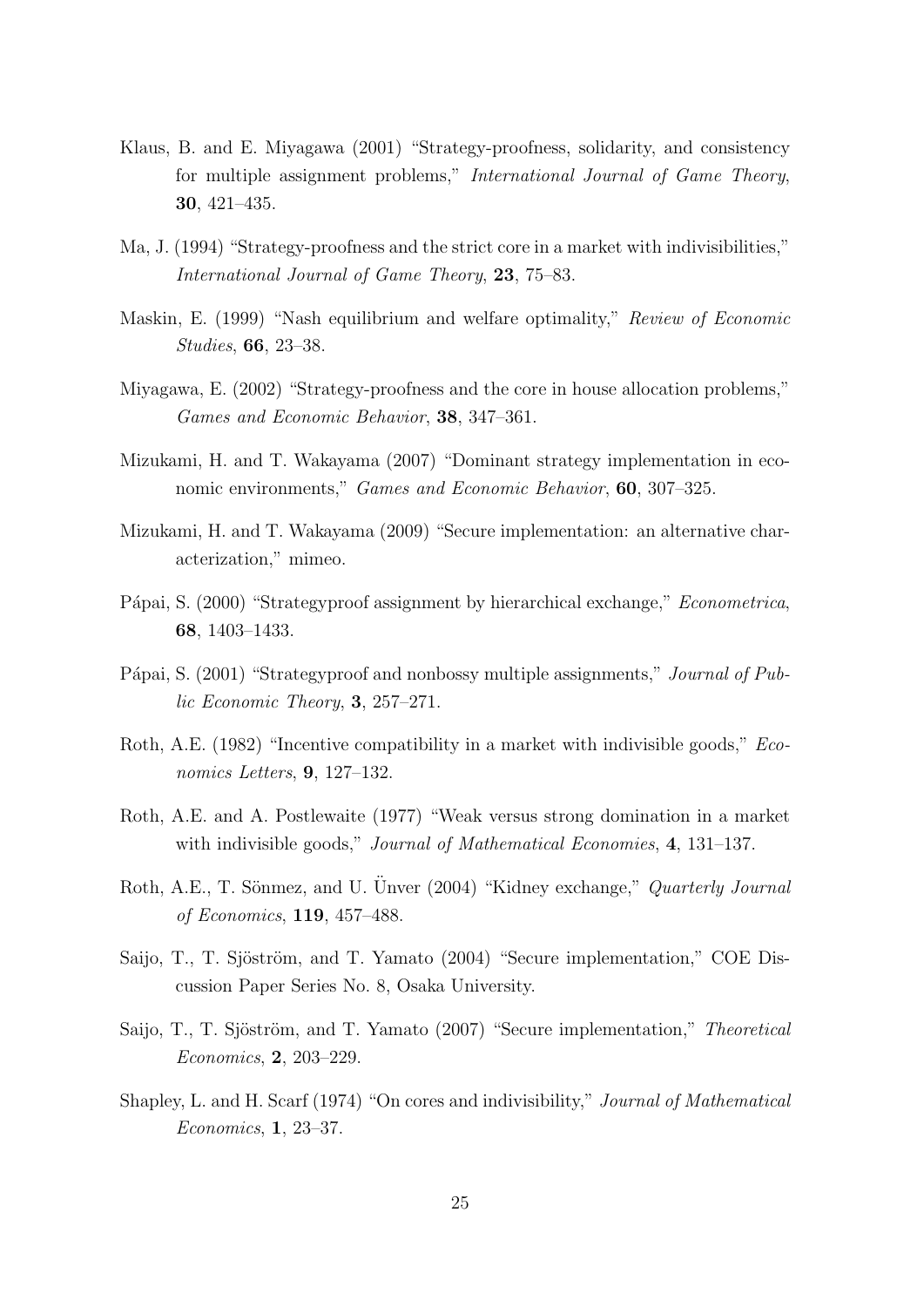Klaus, B. and E. Miyagawa (2001) "Strategy-proofness, solidarity, and consistency for multiple assignment problems," *International Journal of Game Theory*, **30**, 421–435.

Ma, J. (1994) "Strategy-proofness and the strict core in a market with indivisibilities," *International Journal of Game Theory*, **23**, 75–83.

Maskin, E. (1999) "Nash equilibrium and welfare optimality," *Review of Economic Studies*, **66**, 23–38.

Miyagawa, E. (2002) "Strategy-proofness and the core in house allocation problems," *Games and Economic Behavior*, **38**, 347–361.

Mizukami, H. and T. Wakayama (2007) "Dominant strategy implementation in economic environments," *Games and Economic Behavior*, **60**, 307–325.

Mizukami, H. and T. Wakayama (2009) "Secure implementation: an alternative characterization," mimeo.

Pápai, S. (2000) "Strategyproof assignment by hierarchical exchange," *Econometrica*, **68**, 1403–1433.

Pápai, S. (2001) "Strategyproof and nonbossy multiple assignments," *Journal of Public Economic Theory*, **3**, 257–271.

Roth, A.E. (1982) "Incentive compatibility in a market with indivisible goods," *Economics Letters*, **9**, 127–132.

Roth, A.E. and A. Postlewaite (1977) "Weak versus strong domination in a market with indivisible goods," *Journal of Mathematical Economies*, **4**, 131–137.

Roth, A.E., T. Sönmez, and U. Ünver (2004) "Kidney exchange," *Quarterly Journal of Economics*, **119**, 457–488.

Saijo, T., T. Sjöström, and T. Yamato (2004) "Secure implementation," COE Discussion Paper Series No. 8, Osaka University.

Saijo, T., T. Sjöström, and T. Yamato (2007) "Secure implementation," *Theoretical Economics*, **2**, 203–229.

Shapley, L. and H. Scarf (1974) "On cores and indivisibility," *Journal of Mathematical Economics*, **1**, 23–37.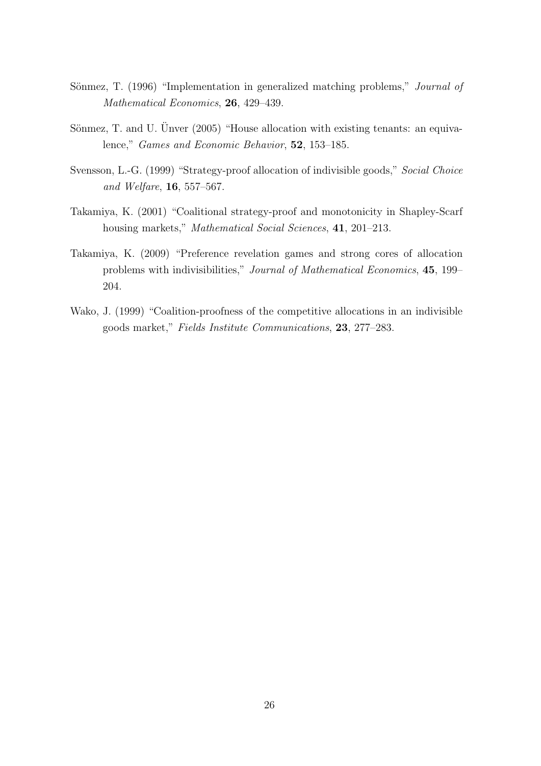Sönmez, T. (1996) "Implementation in generalized matching problems," *Journal of Mathematical Economics*, **26**, 429–439.

Sönmez, T. and U. Ünver (2005) "House allocation with existing tenants: an equivalence," *Games and Economic Behavior*, **52**, 153–185.

Svensson, L.-G. (1999) "Strategy-proof allocation of indivisible goods," *Social Choice and Welfare*, **16**, 557–567.

Takamiya, K. (2001) "Coalitional strategy-proof and monotonicity in Shapley-Scarf housing markets," *Mathematical Social Sciences*, **41**, 201–213.

Takamiya, K. (2009) "Preference revelation games and strong cores of allocation problems with indivisibilities," *Journal of Mathematical Economics*, **45**, 199–204.

Wako, J. (1999) "Coalition-proofness of the competitive allocations in an indivisible goods market," *Fields Institute Communications*, **23**, 277–283.